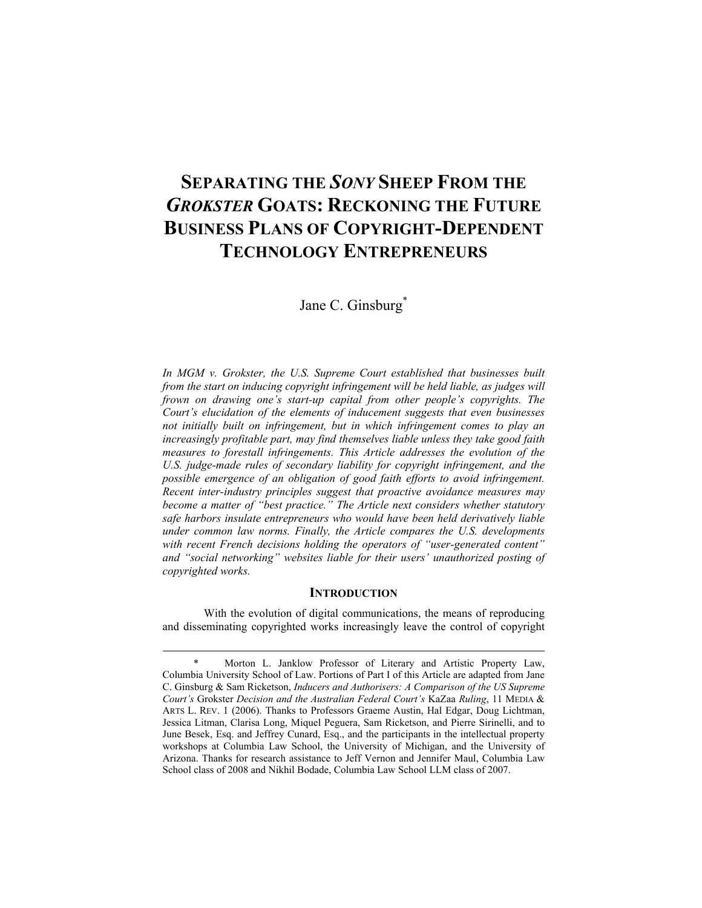# SEPARATING THE *SONY* SHEEP FROM THE *GROKSTER* GOATS: RECKONING THE FUTURE BUSINESS PLANS OF COPYRIGHT-DEPENDENT TECHNOLOGY ENTREPRENEURS

Jane C. Ginsburg*

*In MGM v. Grokster, the U.S. Supreme Court established that businesses built from the start on inducing copyright infringement will be held liable, as judges will frown on drawing one's start-up capital from other people's copyrights. The Court's elucidation of the elements of inducement suggests that even businesses not initially built on infringement, but in which infringement comes to play an increasingly profitable part, may find themselves liable unless they take good faith measures to forestall infringements. This Article addresses the evolution of the U.S. judge-made rules of secondary liability for copyright infringement, and the possible emergence of an obligation of good faith efforts to avoid infringement. Recent inter-industry principles suggest that proactive avoidance measures may become a matter of "best practice." The Article next considers whether statutory safe harbors insulate entrepreneurs who would have been held derivatively liable under common law norms. Finally, the Article compares the U.S. developments with recent French decisions holding the operators of "user-generated content" and "social networking" websites liable for their users' unauthorized posting of copyrighted works.*

## INTRODUCTION

With the evolution of digital communications, the means of reproducing and disseminating copyrighted works increasingly leave the control of copyright

---

\* Morton L. Janklow Professor of Literary and Artistic Property Law, Columbia University School of Law. Portions of Part I of this Article are adapted from Jane C. Ginsburg & Sam Ricketson, *Inducers and Authorisers: A Comparison of the US Supreme Court's* Grokster *Decision and the Australian Federal Court's* KaZaa *Ruling*, 11 MEDIA & ARTS L. REV. 1 (2006). Thanks to Professors Graeme Austin, Hal Edgar, Doug Lichtman, Jessica Litman, Clarisa Long, Miquel Peguera, Sam Ricketson, and Pierre Sirinelli, and to June Besek, Esq. and Jeffrey Cunard, Esq., and the participants in the intellectual property workshops at Columbia Law School, the University of Michigan, and the University of Arizona. Thanks for research assistance to Jeff Vernon and Jennifer Maul, Columbia Law School class of 2008 and Nikhil Bodade, Columbia Law School LLM class of 2007.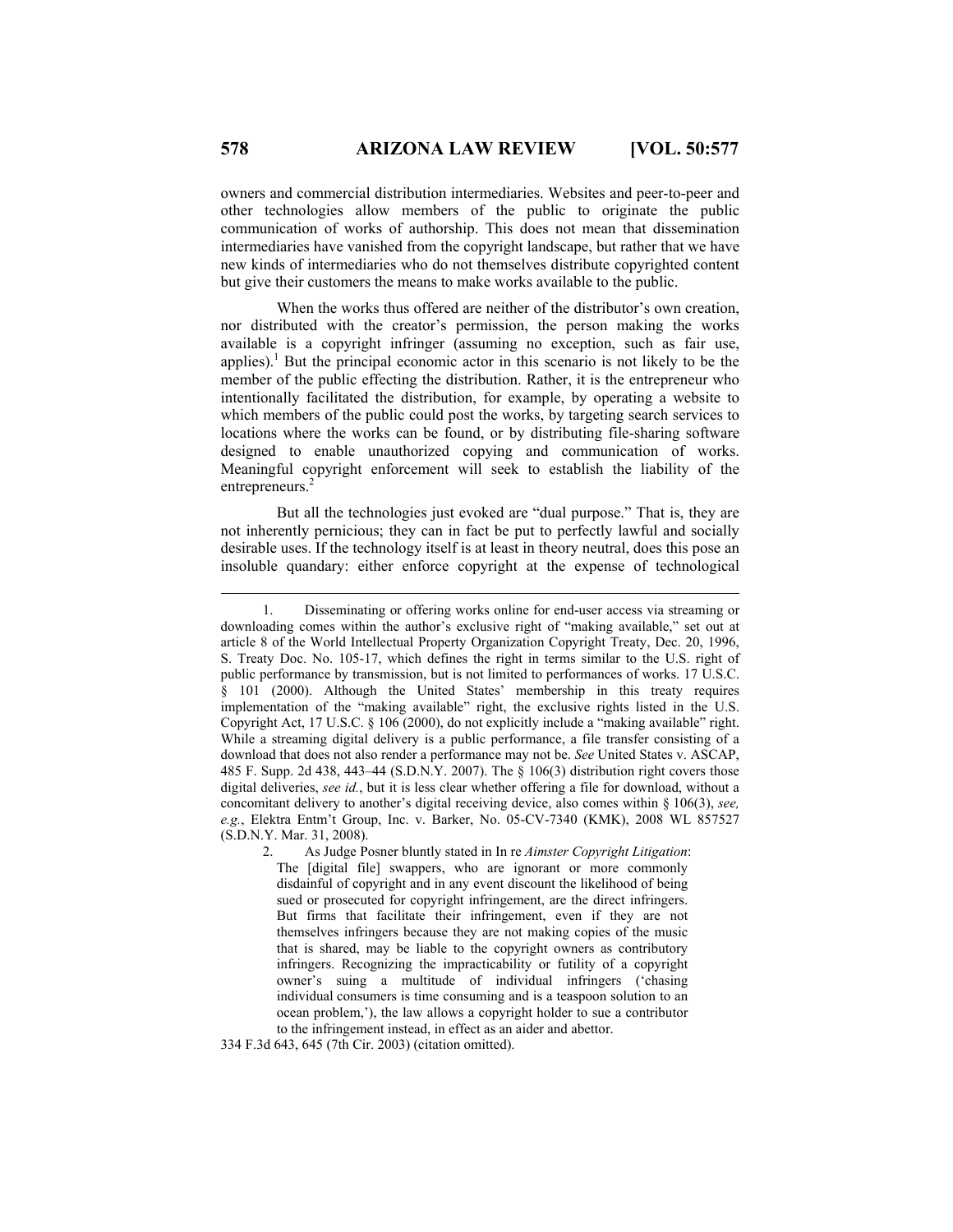owners and commercial distribution intermediaries. Websites and peer-to-peer and other technologies allow members of the public to originate the public communication of works of authorship. This does not mean that dissemination intermediaries have vanished from the copyright landscape, but rather that we have new kinds of intermediaries who do not themselves distribute copyrighted content but give their customers the means to make works available to the public.

When the works thus offered are neither of the distributor's own creation, nor distributed with the creator's permission, the person making the works available is a copyright infringer (assuming no exception, such as fair use, applies).[1] But the principal economic actor in this scenario is not likely to be the member of the public effecting the distribution. Rather, it is the entrepreneur who intentionally facilitated the distribution, for example, by operating a website to which members of the public could post the works, by targeting search services to locations where the works can be found, or by distributing file-sharing software designed to enable unauthorized copying and communication of works. Meaningful copyright enforcement will seek to establish the liability of the entrepreneurs.[2]

But all the technologies just evoked are "dual purpose." That is, they are not inherently pernicious; they can in fact be put to perfectly lawful and socially desirable uses. If the technology itself is at least in theory neutral, does this pose an insoluble quandary: either enforce copyright at the expense of technological

---

1. Disseminating or offering works online for end-user access via streaming or downloading comes within the author's exclusive right of "making available," set out at article 8 of the World Intellectual Property Organization Copyright Treaty, Dec. 20, 1996, S. Treaty Doc. No. 105-17, which defines the right in terms similar to the U.S. right of public performance by transmission, but is not limited to performances of works. 17 U.S.C. § 101 (2000). Although the United States' membership in this treaty requires implementation of the "making available" right, the exclusive rights listed in the U.S. Copyright Act, 17 U.S.C. § 106 (2000), do not explicitly include a "making available" right. While a streaming digital delivery is a public performance, a file transfer consisting of a download that does not also render a performance may not be. *See* United States v. ASCAP, 485 F. Supp. 2d 438, 443–44 (S.D.N.Y. 2007). The § 106(3) distribution right covers those digital deliveries, *see id.*, but it is less clear whether offering a file for download, without a concomitant delivery to another's digital receiving device, also comes within § 106(3), *see, e.g.*, Elektra Entm't Group, Inc. v. Barker, No. 05-CV-7340 (KMK), 2008 WL 857527 (S.D.N.Y. Mar. 31, 2008).

2. As Judge Posner bluntly stated in In re *Aimster Copyright Litigation*:

> The [digital file] swappers, who are ignorant or more commonly disdainful of copyright and in any event discount the likelihood of being sued or prosecuted for copyright infringement, are the direct infringers. But firms that facilitate their infringement, even if they are not themselves infringers because they are not making copies of the music that is shared, may be liable to the copyright owners as contributory infringers. Recognizing the impracticability or futility of a copyright owner's suing a multitude of individual infringers ('chasing individual consumers is time consuming and is a teaspoon solution to an ocean problem,'), the law allows a copyright holder to sue a contributor to the infringement instead, in effect as an aider and abettor.

334 F.3d 643, 645 (7th Cir. 2003) (citation omitted).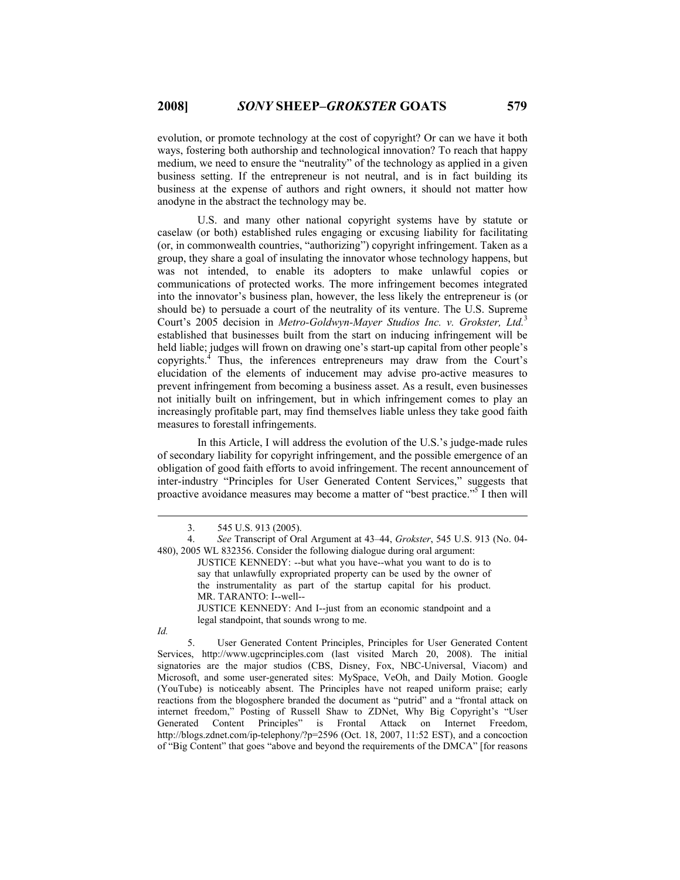evolution, or promote technology at the cost of copyright? Or can we have it both ways, fostering both authorship and technological innovation? To reach that happy medium, we need to ensure the "neutrality" of the technology as applied in a given business setting. If the entrepreneur is not neutral, and is in fact building its business at the expense of authors and right owners, it should not matter how anodyne in the abstract the technology may be.

U.S. and many other national copyright systems have by statute or caselaw (or both) established rules engaging or excusing liability for facilitating (or, in commonwealth countries, "authorizing") copyright infringement. Taken as a group, they share a goal of insulating the innovator whose technology happens, but was not intended, to enable its adopters to make unlawful copies or communications of protected works. The more infringement becomes integrated into the innovator's business plan, however, the less likely the entrepreneur is (or should be) to persuade a court of the neutrality of its venture. The U.S. Supreme Court's 2005 decision in *Metro-Goldwyn-Mayer Studios Inc. v. Grokster, Ltd.*[3] established that businesses built from the start on inducing infringement will be held liable; judges will frown on drawing one's start-up capital from other people's copyrights.[4] Thus, the inferences entrepreneurs may draw from the Court's elucidation of the elements of inducement may advise pro-active measures to prevent infringement from becoming a business asset. As a result, even businesses not initially built on infringement, but in which infringement comes to play an increasingly profitable part, may find themselves liable unless they take good faith measures to forestall infringements.

In this Article, I will address the evolution of the U.S.'s judge-made rules of secondary liability for copyright infringement, and the possible emergence of an obligation of good faith efforts to avoid infringement. The recent announcement of inter-industry "Principles for User Generated Content Services," suggests that proactive avoidance measures may become a matter of "best practice."[5] I then will

---

3. 545 U.S. 913 (2005).

4. *See* Transcript of Oral Argument at 43–44, *Grokster*, 545 U.S. 913 (No. 04-480), 2005 WL 832356. Consider the following dialogue during oral argument:

> JUSTICE KENNEDY: --but what you have--what you want to do is to say that unlawfully expropriated property can be used by the owner of the instrumentality as part of the startup capital for his product.
> MR. TARANTO: I--well--
> JUSTICE KENNEDY: And I--just from an economic standpoint and a legal standpoint, that sounds wrong to me.

*Id.*

5. User Generated Content Principles, Principles for User Generated Content Services, http://www.ugcprinciples.com (last visited March 20, 2008). The initial signatories are the major studios (CBS, Disney, Fox, NBC-Universal, Viacom) and Microsoft, and some user-generated sites: MySpace, VeOh, and Daily Motion. Google (YouTube) is noticeably absent. The Principles have not reaped uniform praise; early reactions from the blogosphere branded the document as "putrid" and a "frontal attack on internet freedom," Posting of Russell Shaw to ZDNet, Why Big Copyright's "User Generated Content Principles" is Frontal Attack on Internet Freedom, http://blogs.zdnet.com/ip-telephony/?p=2596 (Oct. 18, 2007, 11:52 EST), and a concoction of "Big Content" that goes "above and beyond the requirements of the DMCA" [for reasons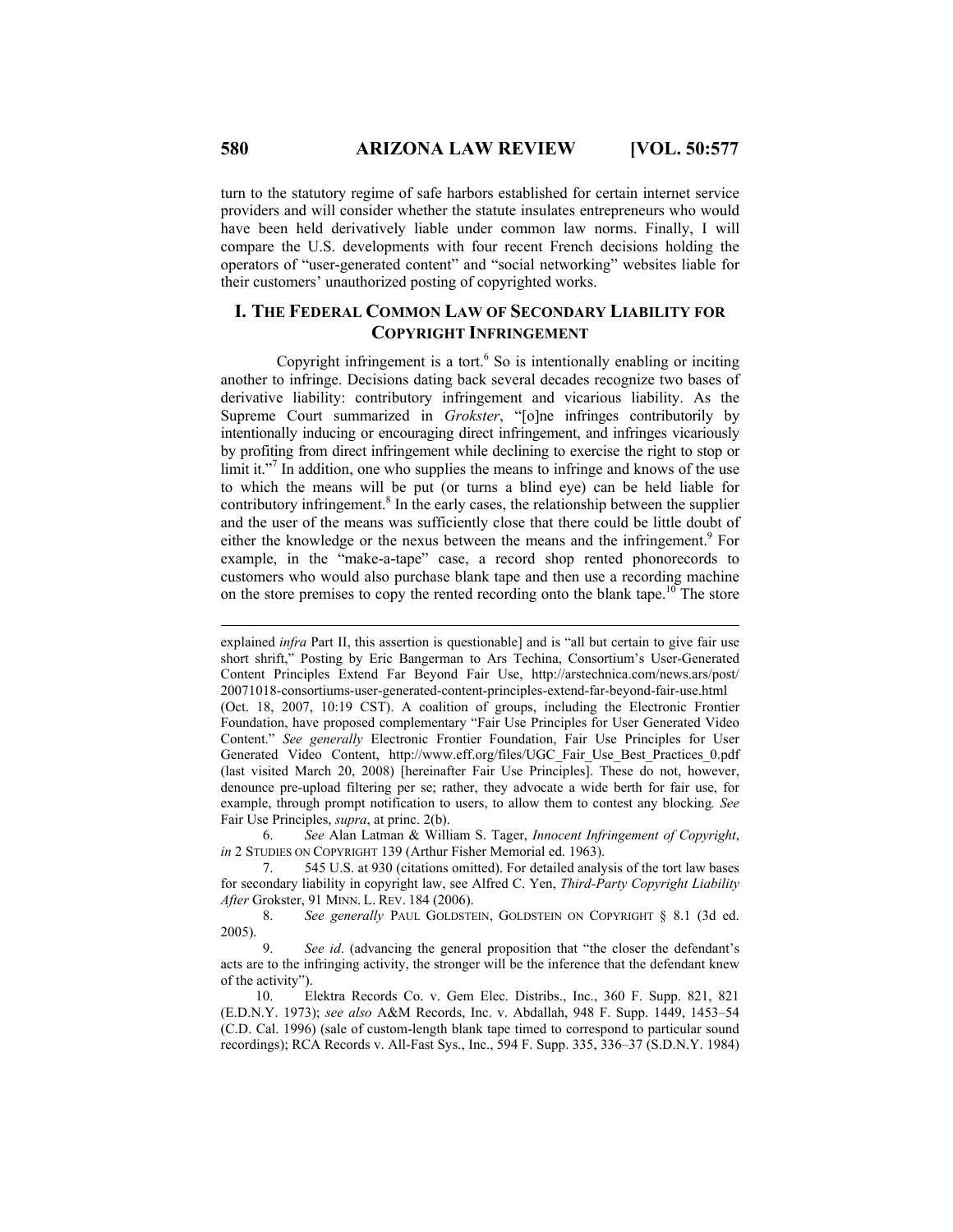turn to the statutory regime of safe harbors established for certain internet service providers and will consider whether the statute insulates entrepreneurs who would have been held derivatively liable under common law norms. Finally, I will compare the U.S. developments with four recent French decisions holding the operators of "user-generated content" and "social networking" websites liable for their customers' unauthorized posting of copyrighted works.

## I. THE FEDERAL COMMON LAW OF SECONDARY LIABILITY FOR COPYRIGHT INFRINGEMENT

Copyright infringement is a tort.[6] So is intentionally enabling or inciting another to infringe. Decisions dating back several decades recognize two bases of derivative liability: contributory infringement and vicarious liability. As the Supreme Court summarized in *Grokster*, "[o]ne infringes contributorily by intentionally inducing or encouraging direct infringement, and infringes vicariously by profiting from direct infringement while declining to exercise the right to stop or limit it."[7] In addition, one who supplies the means to infringe and knows of the use to which the means will be put (or turns a blind eye) can be held liable for contributory infringement.[8] In the early cases, the relationship between the supplier and the user of the means was sufficiently close that there could be little doubt of either the knowledge or the nexus between the means and the infringement.[9] For example, in the "make-a-tape" case, a record shop rented phonorecords to customers who would also purchase blank tape and then use a recording machine on the store premises to copy the rented recording onto the blank tape.[10] The store

---

explained *infra* Part II, this assertion is questionable] and is "all but certain to give fair use short shrift," Posting by Eric Bangerman to Ars Techina, Consortium's User-Generated Content Principles Extend Far Beyond Fair Use, http://arstechnica.com/news.ars/post/20071018-consortiums-user-generated-content-principles-extend-far-beyond-fair-use.html (Oct. 18, 2007, 10:19 CST). A coalition of groups, including the Electronic Frontier Foundation, have proposed complementary "Fair Use Principles for User Generated Video Content." *See generally* Electronic Frontier Foundation, Fair Use Principles for User Generated Video Content, http://www.eff.org/files/UGC_Fair_Use_Best_Practices_0.pdf (last visited March 20, 2008) [hereinafter Fair Use Principles]. These do not, however, denounce pre-upload filtering per se; rather, they advocate a wide berth for fair use, for example, through prompt notification to users, to allow them to contest any blocking*. See* Fair Use Principles, *supra*, at princ. 2(b).

6. *See* Alan Latman & William S. Tager, *Innocent Infringement of Copyright*, *in* 2 STUDIES ON COPYRIGHT 139 (Arthur Fisher Memorial ed. 1963).

7. 545 U.S. at 930 (citations omitted). For detailed analysis of the tort law bases for secondary liability in copyright law, see Alfred C. Yen, *Third-Party Copyright Liability After* Grokster, 91 MINN. L. REV. 184 (2006).

8. *See generally* PAUL GOLDSTEIN, GOLDSTEIN ON COPYRIGHT § 8.1 (3d ed. 2005).

9. *See id*. (advancing the general proposition that "the closer the defendant's acts are to the infringing activity, the stronger will be the inference that the defendant knew of the activity").

10. Elektra Records Co. v. Gem Elec. Distribs., Inc., 360 F. Supp. 821, 821 (E.D.N.Y. 1973); *see also* A&M Records, Inc. v. Abdallah, 948 F. Supp. 1449, 1453–54 (C.D. Cal. 1996) (sale of custom-length blank tape timed to correspond to particular sound recordings); RCA Records v. All-Fast Sys., Inc., 594 F. Supp. 335, 336–37 (S.D.N.Y. 1984)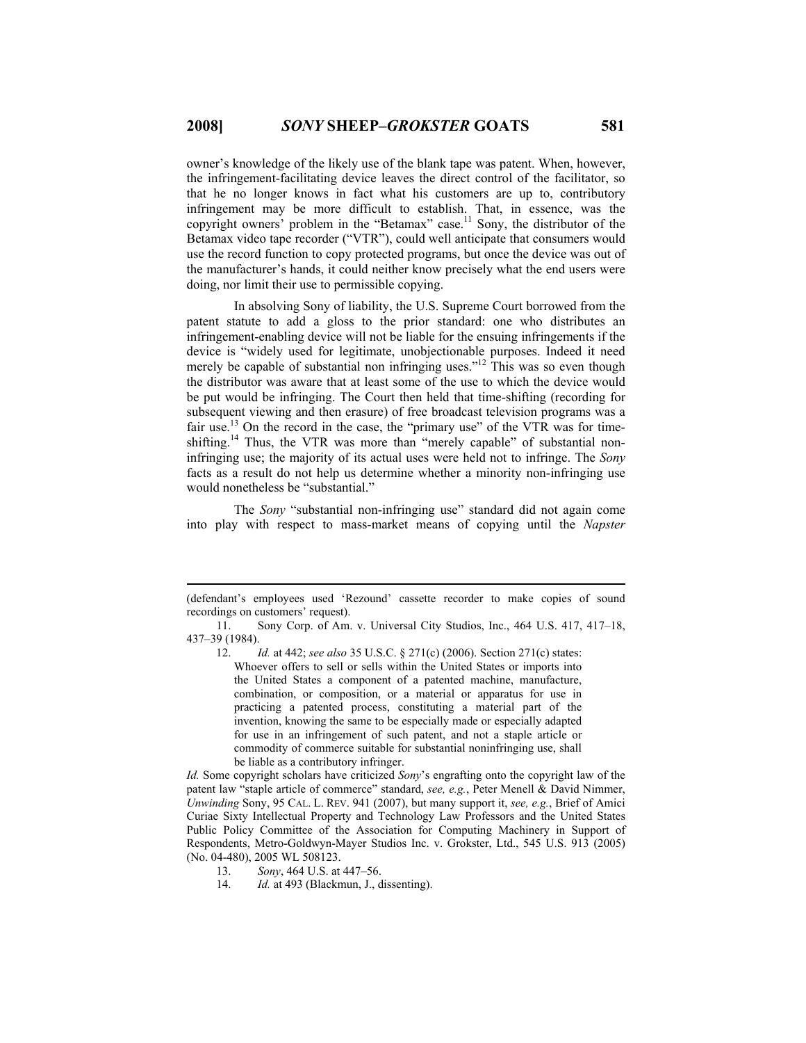owner's knowledge of the likely use of the blank tape was patent. When, however, the infringement-facilitating device leaves the direct control of the facilitator, so that he no longer knows in fact what his customers are up to, contributory infringement may be more difficult to establish. That, in essence, was the copyright owners' problem in the "Betamax" case.[11] Sony, the distributor of the Betamax video tape recorder ("VTR"), could well anticipate that consumers would use the record function to copy protected programs, but once the device was out of the manufacturer's hands, it could neither know precisely what the end users were doing, nor limit their use to permissible copying.

In absolving Sony of liability, the U.S. Supreme Court borrowed from the patent statute to add a gloss to the prior standard: one who distributes an infringement-enabling device will not be liable for the ensuing infringements if the device is "widely used for legitimate, unobjectionable purposes. Indeed it need merely be capable of substantial non infringing uses."[12] This was so even though the distributor was aware that at least some of the use to which the device would be put would be infringing. The Court then held that time-shifting (recording for subsequent viewing and then erasure) of free broadcast television programs was a fair use.[13] On the record in the case, the "primary use" of the VTR was for time-shifting.[14] Thus, the VTR was more than "merely capable" of substantial non-infringing use; the majority of its actual uses were held not to infringe. The *Sony* facts as a result do not help us determine whether a minority non-infringing use would nonetheless be "substantial."

The *Sony* "substantial non-infringing use" standard did not again come into play with respect to mass-market means of copying until the *Napster*

---

(defendant's employees used 'Rezound' cassette recorder to make copies of sound recordings on customers' request).

11. Sony Corp. of Am. v. Universal City Studios, Inc., 464 U.S. 417, 417–18, 437–39 (1984).

12. *Id.* at 442; *see also* 35 U.S.C. § 271(c) (2006). Section 271(c) states:

> Whoever offers to sell or sells within the United States or imports into the United States a component of a patented machine, manufacture, combination, or composition, or a material or apparatus for use in practicing a patented process, constituting a material part of the invention, knowing the same to be especially made or especially adapted for use in an infringement of such patent, and not a staple article or commodity of commerce suitable for substantial noninfringing use, shall be liable as a contributory infringer.

*Id.* Some copyright scholars have criticized *Sony*'s engrafting onto the copyright law of the patent law "staple article of commerce" standard, *see, e.g.*, Peter Menell & David Nimmer, *Unwinding* Sony, 95 CAL. L. REV. 941 (2007), but many support it, *see, e.g.*, Brief of Amici Curiae Sixty Intellectual Property and Technology Law Professors and the United States Public Policy Committee of the Association for Computing Machinery in Support of Respondents, Metro-Goldwyn-Mayer Studios Inc. v. Grokster, Ltd., 545 U.S. 913 (2005) (No. 04-480), 2005 WL 508123.

13. *Sony*, 464 U.S. at 447–56.

14. *Id.* at 493 (Blackmun, J., dissenting).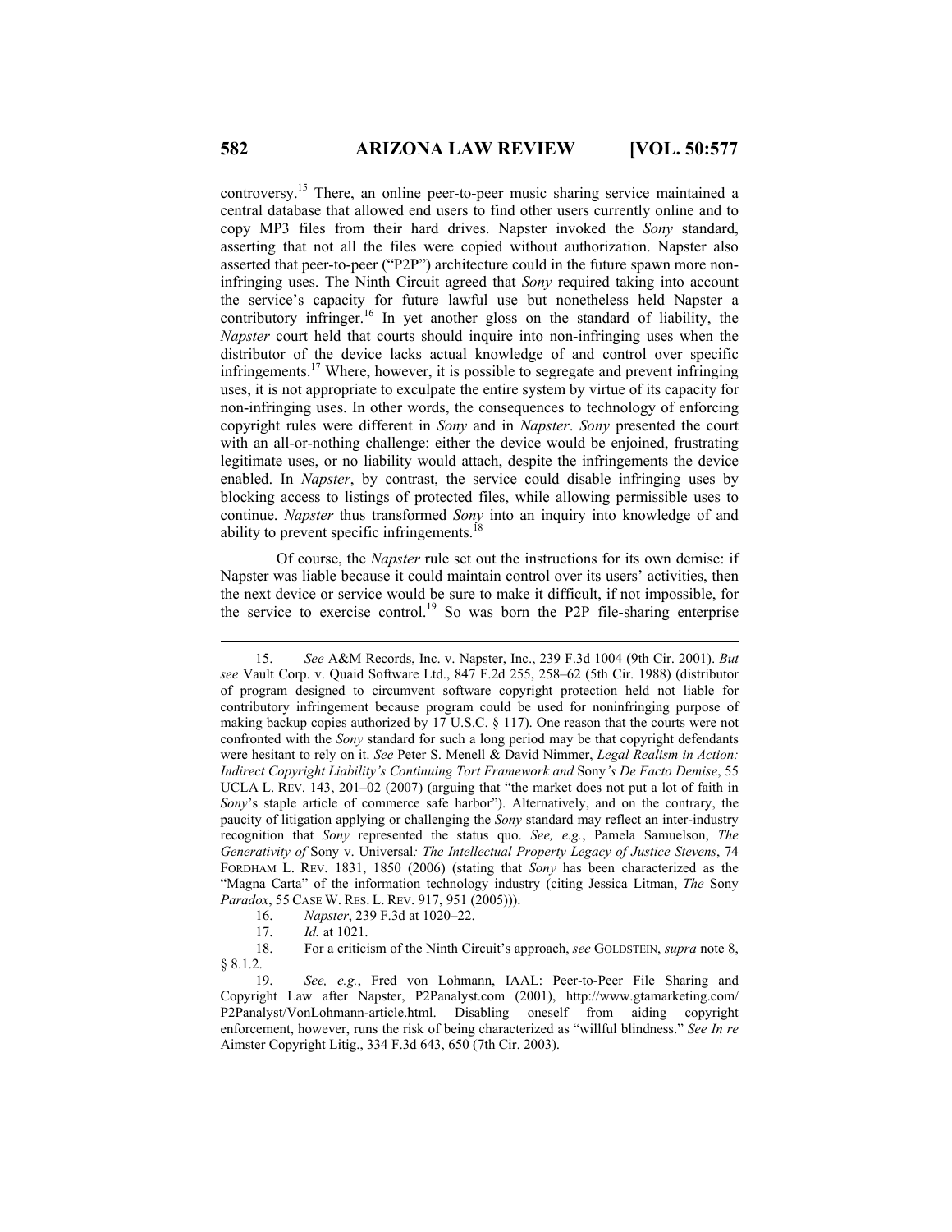controversy.[15] There, an online peer-to-peer music sharing service maintained a central database that allowed end users to find other users currently online and to copy MP3 files from their hard drives. Napster invoked the *Sony* standard, asserting that not all the files were copied without authorization. Napster also asserted that peer-to-peer ("P2P") architecture could in the future spawn more non-infringing uses. The Ninth Circuit agreed that *Sony* required taking into account the service's capacity for future lawful use but nonetheless held Napster a contributory infringer.[16] In yet another gloss on the standard of liability, the *Napster* court held that courts should inquire into non-infringing uses when the distributor of the device lacks actual knowledge of and control over specific infringements.[17] Where, however, it is possible to segregate and prevent infringing uses, it is not appropriate to exculpate the entire system by virtue of its capacity for non-infringing uses. In other words, the consequences to technology of enforcing copyright rules were different in *Sony* and in *Napster*. *Sony* presented the court with an all-or-nothing challenge: either the device would be enjoined, frustrating legitimate uses, or no liability would attach, despite the infringements the device enabled. In *Napster*, by contrast, the service could disable infringing uses by blocking access to listings of protected files, while allowing permissible uses to continue. *Napster* thus transformed *Sony* into an inquiry into knowledge of and ability to prevent specific infringements.[18]

Of course, the *Napster* rule set out the instructions for its own demise: if Napster was liable because it could maintain control over its users' activities, then the next device or service would be sure to make it difficult, if not impossible, for the service to exercise control.[19] So was born the P2P file-sharing enterprise

---

15. *See* A&M Records, Inc. v. Napster, Inc., 239 F.3d 1004 (9th Cir. 2001). *But see* Vault Corp. v. Quaid Software Ltd., 847 F.2d 255, 258–62 (5th Cir. 1988) (distributor of program designed to circumvent software copyright protection held not liable for contributory infringement because program could be used for noninfringing purpose of making backup copies authorized by 17 U.S.C. § 117). One reason that the courts were not confronted with the *Sony* standard for such a long period may be that copyright defendants were hesitant to rely on it. *See* Peter S. Menell & David Nimmer, *Legal Realism in Action: Indirect Copyright Liability's Continuing Tort Framework and* Sony*'s De Facto Demise*, 55 UCLA L. REV. 143, 201–02 (2007) (arguing that "the market does not put a lot of faith in *Sony*'s staple article of commerce safe harbor"). Alternatively, and on the contrary, the paucity of litigation applying or challenging the *Sony* standard may reflect an inter-industry recognition that *Sony* represented the status quo. *See, e.g.*, Pamela Samuelson, *The Generativity of* Sony v. Universal*: The Intellectual Property Legacy of Justice Stevens*, 74 FORDHAM L. REV. 1831, 1850 (2006) (stating that *Sony* has been characterized as the "Magna Carta" of the information technology industry (citing Jessica Litman, *The* Sony *Paradox*, 55 CASE W. RES. L. REV. 917, 951 (2005))).

16. *Napster*, 239 F.3d at 1020–22.

17. *Id.* at 1021.

18. For a criticism of the Ninth Circuit's approach, *see* GOLDSTEIN, *supra* note 8, § 8.1.2.

19. *See, e.g.*, Fred von Lohmann, IAAL: Peer-to-Peer File Sharing and Copyright Law after Napster, P2Panalyst.com (2001), http://www.gtamarketing.com/P2Panalyst/VonLohmann-article.html. Disabling oneself from aiding copyright enforcement, however, runs the risk of being characterized as "willful blindness." *See In re* Aimster Copyright Litig., 334 F.3d 643, 650 (7th Cir. 2003).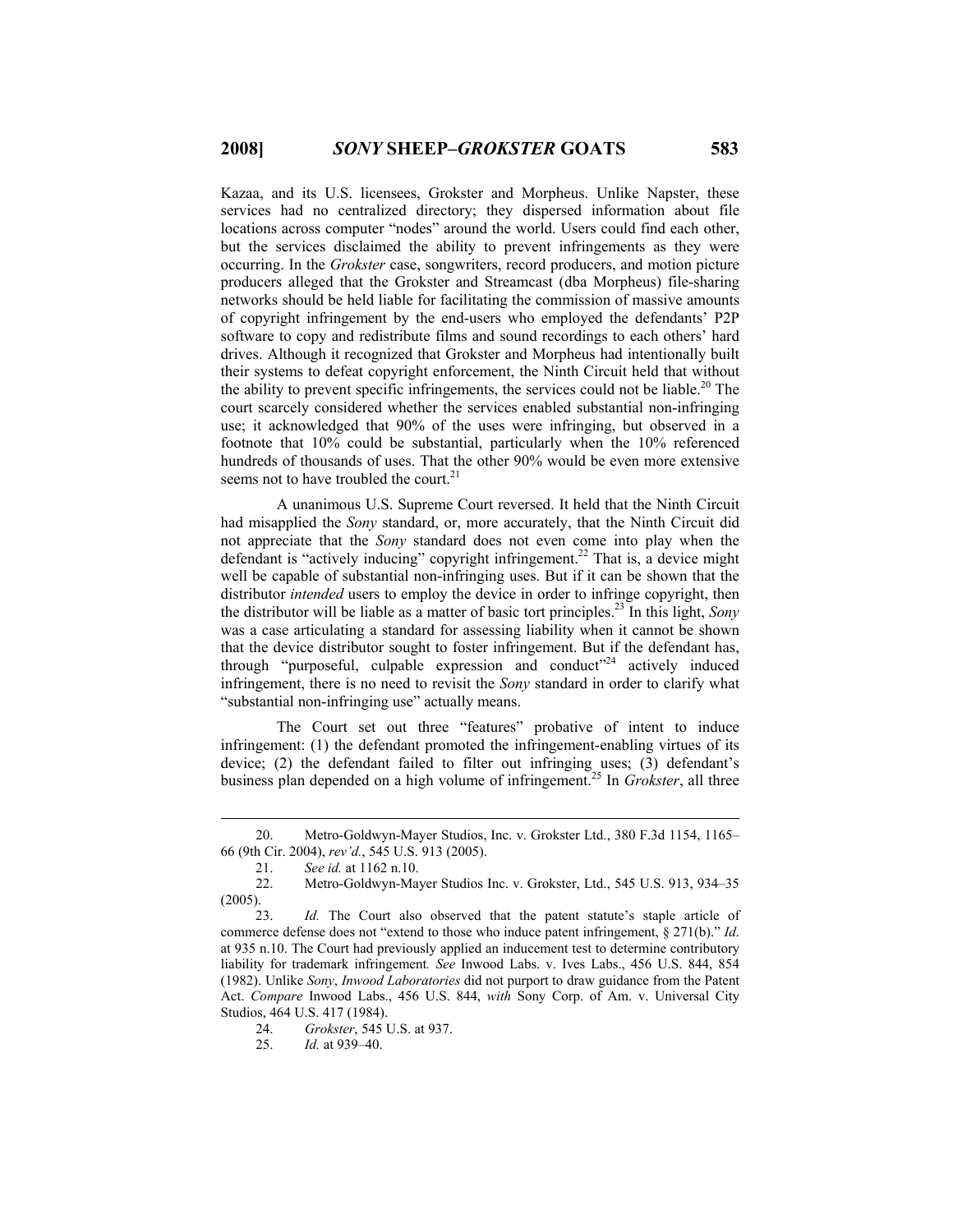Kazaa, and its U.S. licensees, Grokster and Morpheus. Unlike Napster, these services had no centralized directory; they dispersed information about file locations across computer "nodes" around the world. Users could find each other, but the services disclaimed the ability to prevent infringements as they were occurring. In the *Grokster* case, songwriters, record producers, and motion picture producers alleged that the Grokster and Streamcast (dba Morpheus) file-sharing networks should be held liable for facilitating the commission of massive amounts of copyright infringement by the end-users who employed the defendants' P2P software to copy and redistribute films and sound recordings to each others' hard drives. Although it recognized that Grokster and Morpheus had intentionally built their systems to defeat copyright enforcement, the Ninth Circuit held that without the ability to prevent specific infringements, the services could not be liable.[20] The court scarcely considered whether the services enabled substantial non-infringing use; it acknowledged that 90% of the uses were infringing, but observed in a footnote that 10% could be substantial, particularly when the 10% referenced hundreds of thousands of uses. That the other 90% would be even more extensive seems not to have troubled the court.[21]

A unanimous U.S. Supreme Court reversed. It held that the Ninth Circuit had misapplied the *Sony* standard, or, more accurately, that the Ninth Circuit did not appreciate that the *Sony* standard does not even come into play when the defendant is "actively inducing" copyright infringement.[22] That is, a device might well be capable of substantial non-infringing uses. But if it can be shown that the distributor *intended* users to employ the device in order to infringe copyright, then the distributor will be liable as a matter of basic tort principles.[23] In this light, *Sony* was a case articulating a standard for assessing liability when it cannot be shown that the device distributor sought to foster infringement. But if the defendant has, through "purposeful, culpable expression and conduct"[24] actively induced infringement, there is no need to revisit the *Sony* standard in order to clarify what "substantial non-infringing use" actually means.

The Court set out three "features" probative of intent to induce infringement: (1) the defendant promoted the infringement-enabling virtues of its device; (2) the defendant failed to filter out infringing uses; (3) defendant's business plan depended on a high volume of infringement.[25] In *Grokster*, all three

---

20. Metro-Goldwyn-Mayer Studios, Inc. v. Grokster Ltd., 380 F.3d 1154, 1165–66 (9th Cir. 2004), *rev'd.*, 545 U.S. 913 (2005).

21. *See id.* at 1162 n.10.

22. Metro-Goldwyn-Mayer Studios Inc. v. Grokster, Ltd., 545 U.S. 913, 934–35 (2005).

23. *Id.* The Court also observed that the patent statute's staple article of commerce defense does not "extend to those who induce patent infringement, § 271(b)." *Id*. at 935 n.10. The Court had previously applied an inducement test to determine contributory liability for trademark infringement. *See* Inwood Labs. v. Ives Labs., 456 U.S. 844, 854 (1982). Unlike *Sony*, *Inwood Laboratories* did not purport to draw guidance from the Patent Act. *Compare* Inwood Labs., 456 U.S. 844, *with* Sony Corp. of Am. v. Universal City Studios, 464 U.S. 417 (1984).

24. *Grokster*, 545 U.S. at 937.

25. *Id.* at 939–40.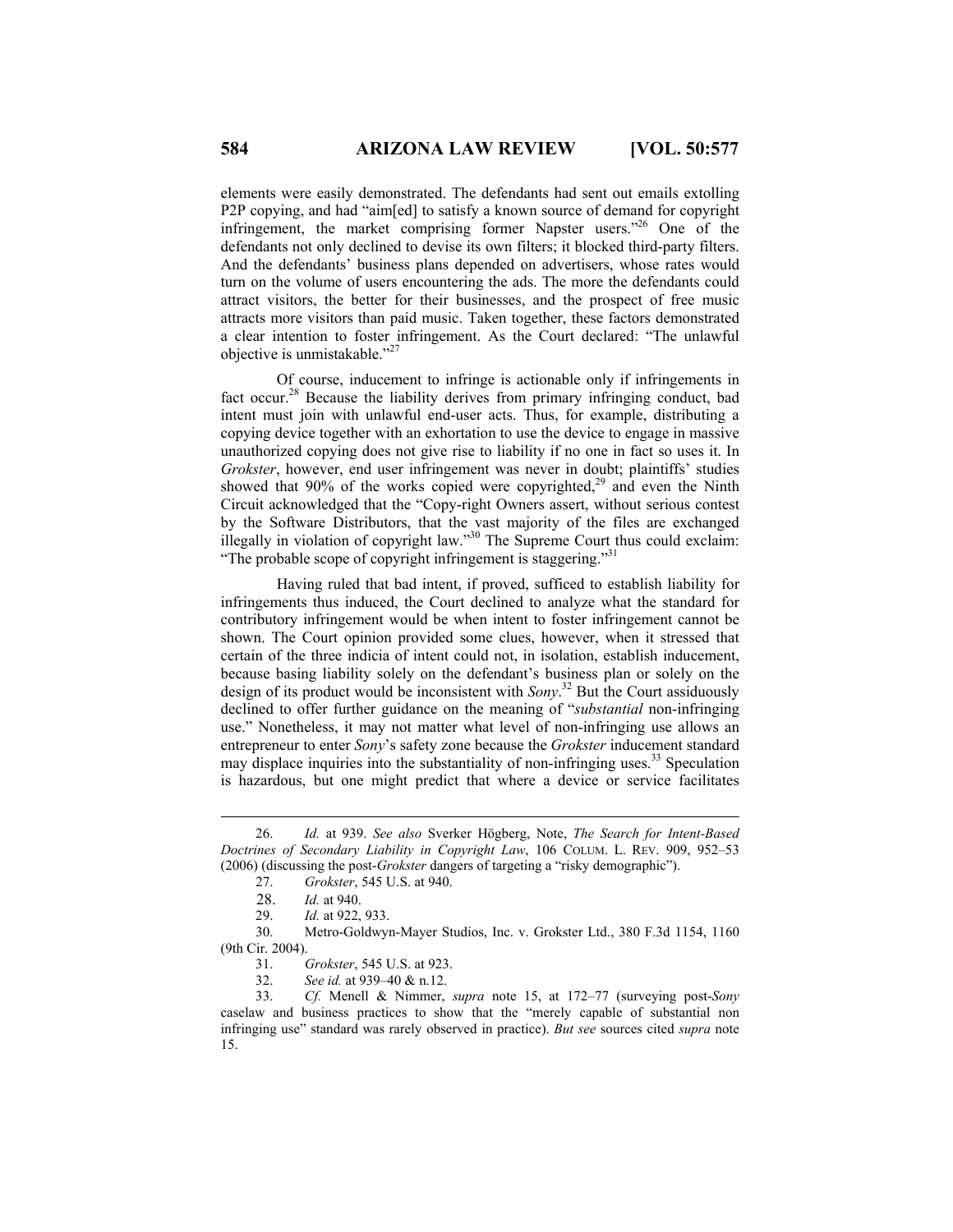elements were easily demonstrated. The defendants had sent out emails extolling P2P copying, and had "aim[ed] to satisfy a known source of demand for copyright infringement, the market comprising former Napster users."[26] One of the defendants not only declined to devise its own filters; it blocked third-party filters. And the defendants' business plans depended on advertisers, whose rates would turn on the volume of users encountering the ads. The more the defendants could attract visitors, the better for their businesses, and the prospect of free music attracts more visitors than paid music. Taken together, these factors demonstrated a clear intention to foster infringement. As the Court declared: "The unlawful objective is unmistakable."[27]

Of course, inducement to infringe is actionable only if infringements in fact occur.[28] Because the liability derives from primary infringing conduct, bad intent must join with unlawful end-user acts. Thus, for example, distributing a copying device together with an exhortation to use the device to engage in massive unauthorized copying does not give rise to liability if no one in fact so uses it. In *Grokster*, however, end user infringement was never in doubt; plaintiffs' studies showed that 90% of the works copied were copyrighted,[29] and even the Ninth Circuit acknowledged that the "Copy-right Owners assert, without serious contest by the Software Distributors, that the vast majority of the files are exchanged illegally in violation of copyright law."[30] The Supreme Court thus could exclaim: "The probable scope of copyright infringement is staggering."[31]

Having ruled that bad intent, if proved, sufficed to establish liability for infringements thus induced, the Court declined to analyze what the standard for contributory infringement would be when intent to foster infringement cannot be shown. The Court opinion provided some clues, however, when it stressed that certain of the three indicia of intent could not, in isolation, establish inducement, because basing liability solely on the defendant's business plan or solely on the design of its product would be inconsistent with *Sony*.[32] But the Court assiduously declined to offer further guidance on the meaning of "*substantial* non-infringing use." Nonetheless, it may not matter what level of non-infringing use allows an entrepreneur to enter *Sony*'s safety zone because the *Grokster* inducement standard may displace inquiries into the substantiality of non-infringing uses.[33] Speculation is hazardous, but one might predict that where a device or service facilitates

---

26. *Id.* at 939. *See also* Sverker Högberg, Note, *The Search for Intent-Based Doctrines of Secondary Liability in Copyright Law*, 106 COLUM. L. REV. 909, 952–53 (2006) (discussing the post-*Grokster* dangers of targeting a "risky demographic").

27. *Grokster*, 545 U.S. at 940.

28. *Id.* at 940.

29. *Id.* at 922, 933.

30. Metro-Goldwyn-Mayer Studios, Inc. v. Grokster Ltd., 380 F.3d 1154, 1160 (9th Cir. 2004).

31. *Grokster*, 545 U.S. at 923.

32. *See id.* at 939–40 & n.12.

33. *Cf.* Menell & Nimmer, *supra* note 15, at 172–77 (surveying post-*Sony* caselaw and business practices to show that the "merely capable of substantial non infringing use" standard was rarely observed in practice). *But see* sources cited *supra* note 15.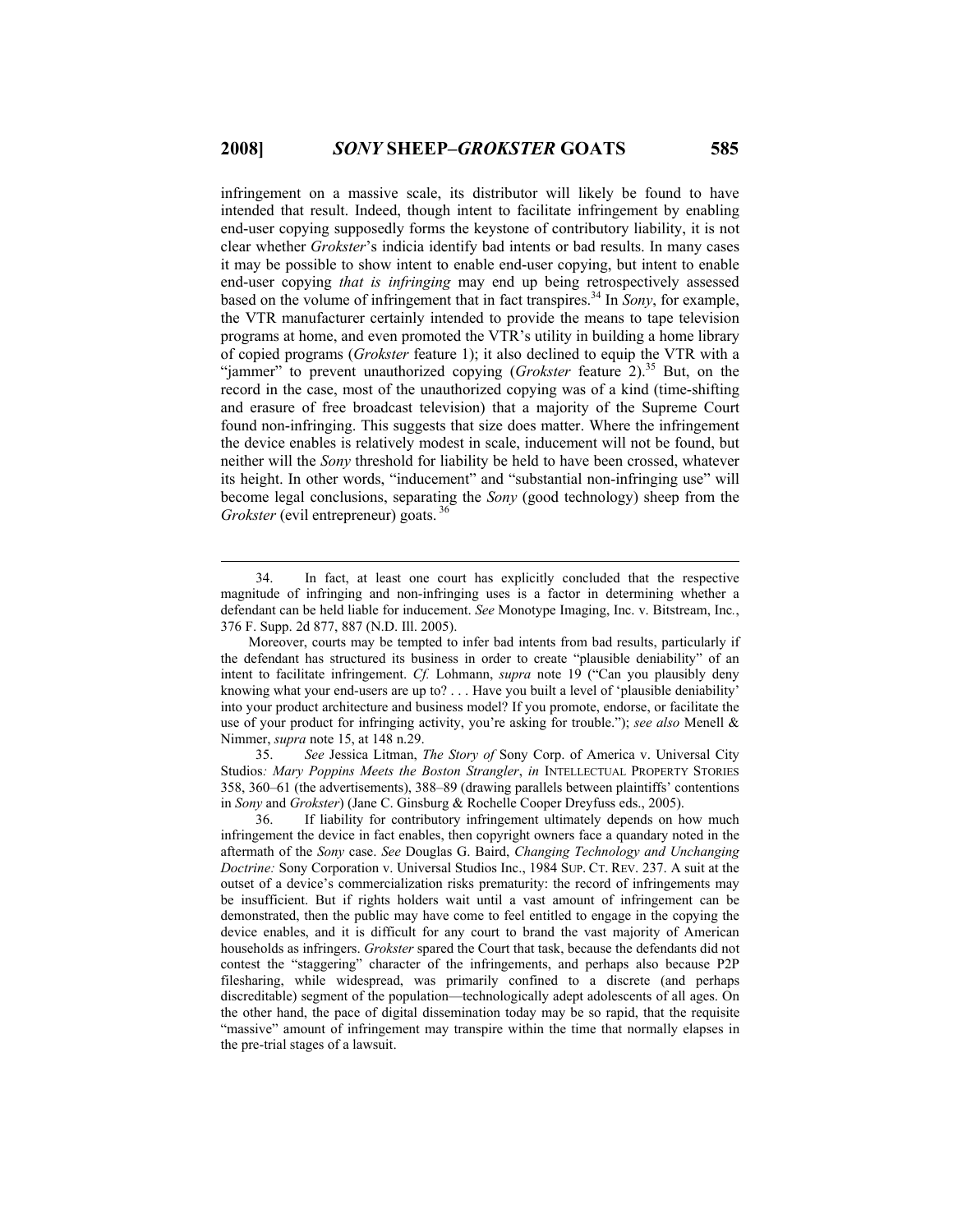infringement on a massive scale, its distributor will likely be found to have intended that result. Indeed, though intent to facilitate infringement by enabling end-user copying supposedly forms the keystone of contributory liability, it is not clear whether *Grokster*'s indicia identify bad intents or bad results. In many cases it may be possible to show intent to enable end-user copying, but intent to enable end-user copying *that is infringing* may end up being retrospectively assessed based on the volume of infringement that in fact transpires.[34] In *Sony*, for example, the VTR manufacturer certainly intended to provide the means to tape television programs at home, and even promoted the VTR's utility in building a home library of copied programs (*Grokster* feature 1); it also declined to equip the VTR with a "jammer" to prevent unauthorized copying (*Grokster* feature 2).[35] But, on the record in the case, most of the unauthorized copying was of a kind (time-shifting and erasure of free broadcast television) that a majority of the Supreme Court found non-infringing. This suggests that size does matter. Where the infringement the device enables is relatively modest in scale, inducement will not be found, but neither will the *Sony* threshold for liability be held to have been crossed, whatever its height. In other words, "inducement" and "substantial non-infringing use" will become legal conclusions, separating the *Sony* (good technology) sheep from the *Grokster* (evil entrepreneur) goats.[36]

---

34. In fact, at least one court has explicitly concluded that the respective magnitude of infringing and non-infringing uses is a factor in determining whether a defendant can be held liable for inducement. *See* Monotype Imaging, Inc. v. Bitstream, Inc., 376 F. Supp. 2d 877, 887 (N.D. Ill. 2005).

Moreover, courts may be tempted to infer bad intents from bad results, particularly if the defendant has structured its business in order to create "plausible deniability" of an intent to facilitate infringement. *Cf.* Lohmann, *supra* note 19 ("Can you plausibly deny knowing what your end-users are up to? . . . Have you built a level of 'plausible deniability' into your product architecture and business model? If you promote, endorse, or facilitate the use of your product for infringing activity, you're asking for trouble."); *see also* Menell & Nimmer, *supra* note 15, at 148 n.29.

35. *See* Jessica Litman, *The Story of* Sony Corp. of America v. Universal City Studios*: Mary Poppins Meets the Boston Strangler*, *in* INTELLECTUAL PROPERTY STORIES 358, 360–61 (the advertisements), 388–89 (drawing parallels between plaintiffs' contentions in *Sony* and *Grokster*) (Jane C. Ginsburg & Rochelle Cooper Dreyfuss eds., 2005).

36. If liability for contributory infringement ultimately depends on how much infringement the device in fact enables, then copyright owners face a quandary noted in the aftermath of the *Sony* case. *See* Douglas G. Baird, *Changing Technology and Unchanging Doctrine:* Sony Corporation v. Universal Studios Inc., 1984 SUP. CT. REV. 237. A suit at the outset of a device's commercialization risks prematurity: the record of infringements may be insufficient. But if rights holders wait until a vast amount of infringement can be demonstrated, then the public may have come to feel entitled to engage in the copying the device enables, and it is difficult for any court to brand the vast majority of American households as infringers. *Grokster* spared the Court that task, because the defendants did not contest the "staggering" character of the infringements, and perhaps also because P2P filesharing, while widespread, was primarily confined to a discrete (and perhaps discreditable) segment of the population—technologically adept adolescents of all ages. On the other hand, the pace of digital dissemination today may be so rapid, that the requisite "massive" amount of infringement may transpire within the time that normally elapses in the pre-trial stages of a lawsuit.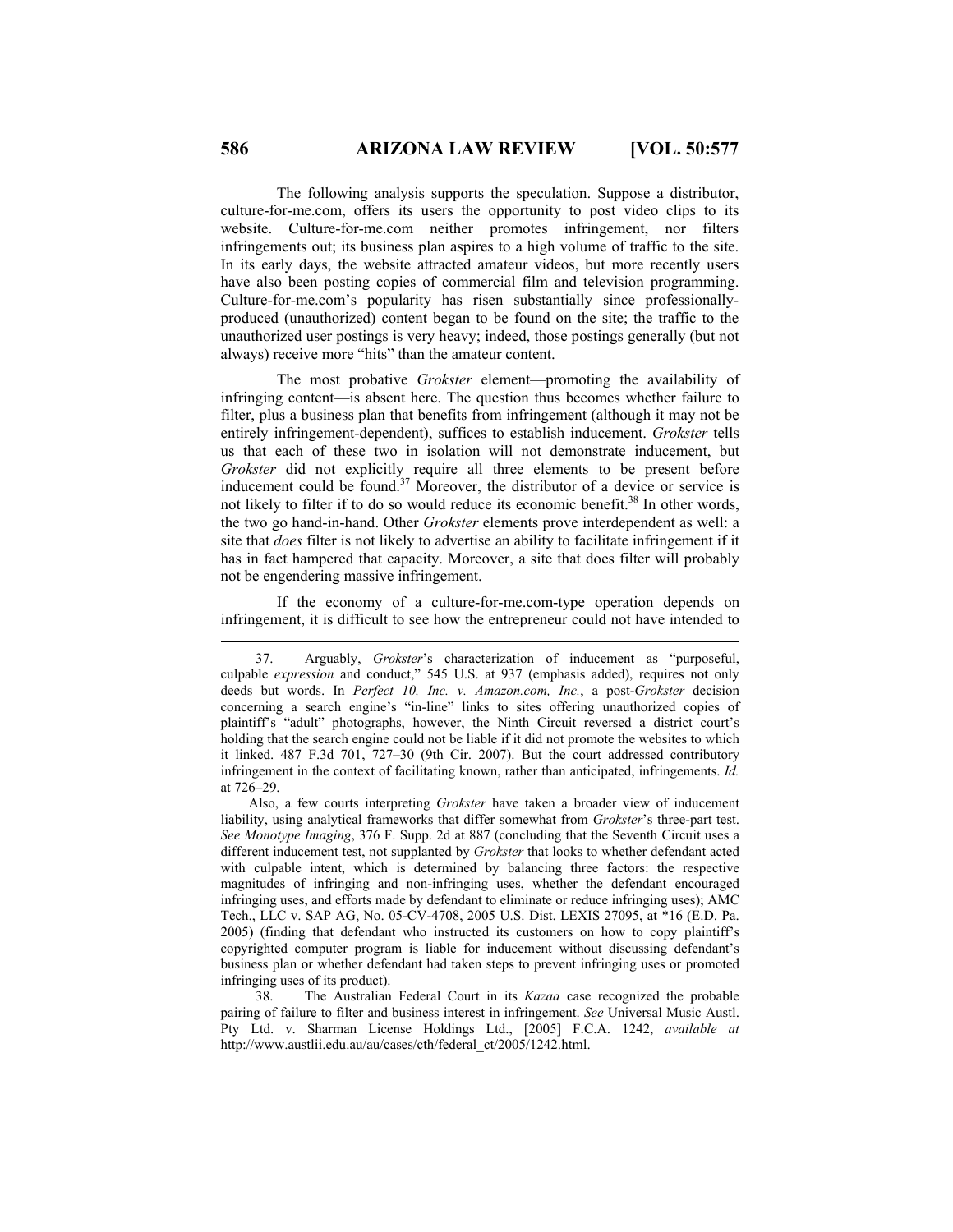The following analysis supports the speculation. Suppose a distributor, culture-for-me.com, offers its users the opportunity to post video clips to its website. Culture-for-me.com neither promotes infringement, nor filters infringements out; its business plan aspires to a high volume of traffic to the site. In its early days, the website attracted amateur videos, but more recently users have also been posting copies of commercial film and television programming. Culture-for-me.com's popularity has risen substantially since professionally-produced (unauthorized) content began to be found on the site; the traffic to the unauthorized user postings is very heavy; indeed, those postings generally (but not always) receive more "hits" than the amateur content.

The most probative *Grokster* element—promoting the availability of infringing content—is absent here. The question thus becomes whether failure to filter, plus a business plan that benefits from infringement (although it may not be entirely infringement-dependent), suffices to establish inducement. *Grokster* tells us that each of these two in isolation will not demonstrate inducement, but *Grokster* did not explicitly require all three elements to be present before inducement could be found.[37] Moreover, the distributor of a device or service is not likely to filter if to do so would reduce its economic benefit.[38] In other words, the two go hand-in-hand. Other *Grokster* elements prove interdependent as well: a site that *does* filter is not likely to advertise an ability to facilitate infringement if it has in fact hampered that capacity. Moreover, a site that does filter will probably not be engendering massive infringement.

If the economy of a culture-for-me.com-type operation depends on infringement, it is difficult to see how the entrepreneur could not have intended to

---

37. Arguably, *Grokster*'s characterization of inducement as "purposeful, culpable *expression* and conduct," 545 U.S. at 937 (emphasis added), requires not only deeds but words. In *Perfect 10, Inc. v. Amazon.com, Inc.*, a post-*Grokster* decision concerning a search engine's "in-line" links to sites offering unauthorized copies of plaintiff's "adult" photographs, however, the Ninth Circuit reversed a district court's holding that the search engine could not be liable if it did not promote the websites to which it linked. 487 F.3d 701, 727–30 (9th Cir. 2007). But the court addressed contributory infringement in the context of facilitating known, rather than anticipated, infringements. *Id.* at 726–29.

Also, a few courts interpreting *Grokster* have taken a broader view of inducement liability, using analytical frameworks that differ somewhat from *Grokster*'s three-part test. *See Monotype Imaging*, 376 F. Supp. 2d at 887 (concluding that the Seventh Circuit uses a different inducement test, not supplanted by *Grokster* that looks to whether defendant acted with culpable intent, which is determined by balancing three factors: the respective magnitudes of infringing and non-infringing uses, whether the defendant encouraged infringing uses, and efforts made by defendant to eliminate or reduce infringing uses); AMC Tech., LLC v. SAP AG, No. 05-CV-4708, 2005 U.S. Dist. LEXIS 27095, at *16 (E.D. Pa. 2005) (finding that defendant who instructed its customers on how to copy plaintiff's copyrighted computer program is liable for inducement without discussing defendant's business plan or whether defendant had taken steps to prevent infringing uses or promoted infringing uses of its product).

38. The Australian Federal Court in its *Kazaa* case recognized the probable pairing of failure to filter and business interest in infringement. *See* Universal Music Austl. Pty Ltd. v. Sharman License Holdings Ltd., [2005] F.C.A. 1242, *available at* http://www.austlii.edu.au/au/cases/cth/federal_ct/2005/1242.html.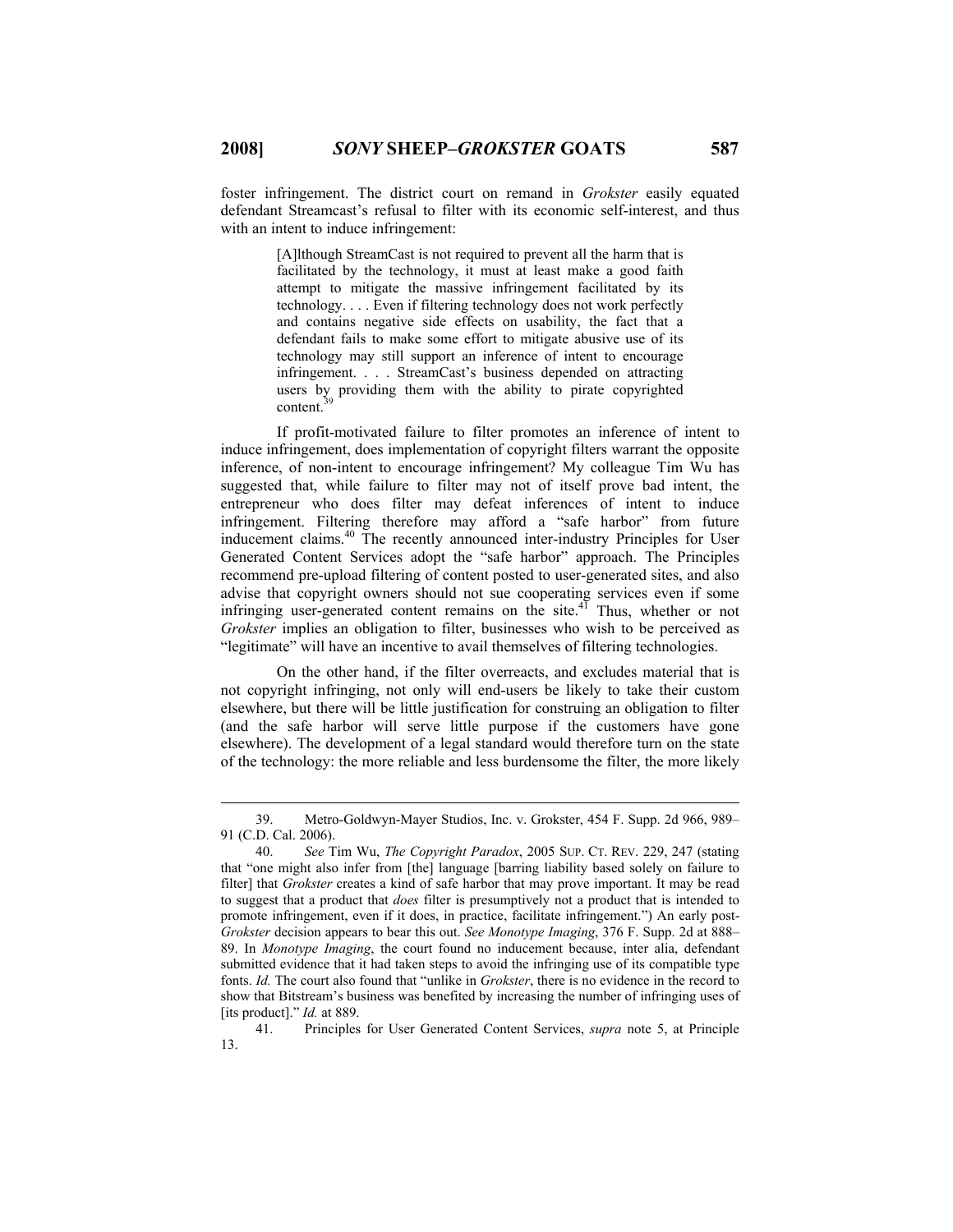foster infringement. The district court on remand in *Grokster* easily equated defendant Streamcast's refusal to filter with its economic self-interest, and thus with an intent to induce infringement:

> [A]lthough StreamCast is not required to prevent all the harm that is facilitated by the technology, it must at least make a good faith attempt to mitigate the massive infringement facilitated by its technology. . . . Even if filtering technology does not work perfectly and contains negative side effects on usability, the fact that a defendant fails to make some effort to mitigate abusive use of its technology may still support an inference of intent to encourage infringement. . . . StreamCast's business depended on attracting users by providing them with the ability to pirate copyrighted content.[39]

If profit-motivated failure to filter promotes an inference of intent to induce infringement, does implementation of copyright filters warrant the opposite inference, of non-intent to encourage infringement? My colleague Tim Wu has suggested that, while failure to filter may not of itself prove bad intent, the entrepreneur who does filter may defeat inferences of intent to induce infringement. Filtering therefore may afford a "safe harbor" from future inducement claims.[40] The recently announced inter-industry Principles for User Generated Content Services adopt the "safe harbor" approach. The Principles recommend pre-upload filtering of content posted to user-generated sites, and also advise that copyright owners should not sue cooperating services even if some infringing user-generated content remains on the site.[41] Thus, whether or not *Grokster* implies an obligation to filter, businesses who wish to be perceived as "legitimate" will have an incentive to avail themselves of filtering technologies.

On the other hand, if the filter overreacts, and excludes material that is not copyright infringing, not only will end-users be likely to take their custom elsewhere, but there will be little justification for construing an obligation to filter (and the safe harbor will serve little purpose if the customers have gone elsewhere). The development of a legal standard would therefore turn on the state of the technology: the more reliable and less burdensome the filter, the more likely

---

39. Metro-Goldwyn-Mayer Studios, Inc. v. Grokster, 454 F. Supp. 2d 966, 989–91 (C.D. Cal. 2006).

40. *See* Tim Wu, *The Copyright Paradox*, 2005 SUP. CT. REV. 229, 247 (stating that "one might also infer from [the] language [barring liability based solely on failure to filter] that *Grokster* creates a kind of safe harbor that may prove important. It may be read to suggest that a product that *does* filter is presumptively not a product that is intended to promote infringement, even if it does, in practice, facilitate infringement.") An early post-*Grokster* decision appears to bear this out. *See Monotype Imaging*, 376 F. Supp. 2d at 888–89. In *Monotype Imaging*, the court found no inducement because, inter alia, defendant submitted evidence that it had taken steps to avoid the infringing use of its compatible type fonts. *Id.* The court also found that "unlike in *Grokster*, there is no evidence in the record to show that Bitstream's business was benefited by increasing the number of infringing uses of [its product]." *Id.* at 889.

41. Principles for User Generated Content Services, *supra* note 5, at Principle 13.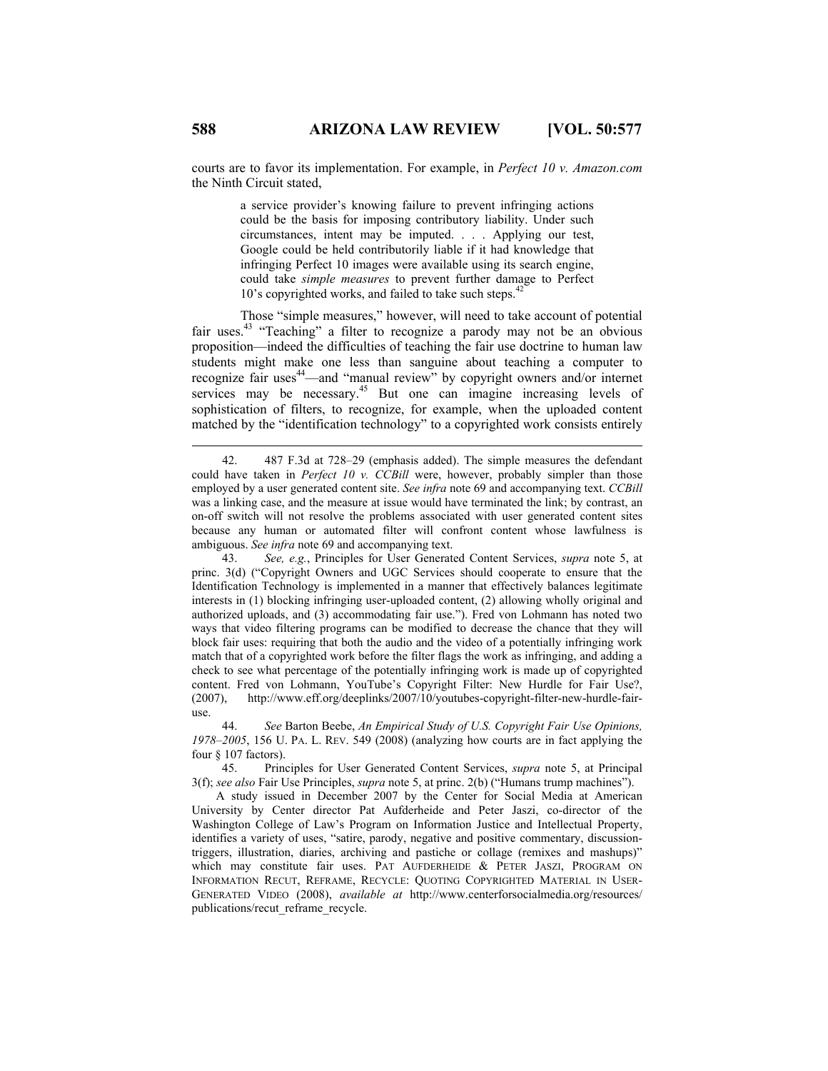courts are to favor its implementation. For example, in *Perfect 10 v. Amazon.com* the Ninth Circuit stated,

> a service provider's knowing failure to prevent infringing actions could be the basis for imposing contributory liability. Under such circumstances, intent may be imputed. . . . Applying our test, Google could be held contributorily liable if it had knowledge that infringing Perfect 10 images were available using its search engine, could take *simple measures* to prevent further damage to Perfect 10's copyrighted works, and failed to take such steps.[42]

Those "simple measures," however, will need to take account of potential fair uses.[43] "Teaching" a filter to recognize a parody may not be an obvious proposition—indeed the difficulties of teaching the fair use doctrine to human law students might make one less than sanguine about teaching a computer to recognize fair uses[44]—and "manual review" by copyright owners and/or internet services may be necessary.[45] But one can imagine increasing levels of sophistication of filters, to recognize, for example, when the uploaded content matched by the "identification technology" to a copyrighted work consists entirely

---

42. 487 F.3d at 728–29 (emphasis added). The simple measures the defendant could have taken in *Perfect 10 v. CCBill* were, however, probably simpler than those employed by a user generated content site. *See infra* note 69 and accompanying text. *CCBill* was a linking case, and the measure at issue would have terminated the link; by contrast, an on-off switch will not resolve the problems associated with user generated content sites because any human or automated filter will confront content whose lawfulness is ambiguous. *See infra* note 69 and accompanying text.

43. *See, e.g.*, Principles for User Generated Content Services, *supra* note 5, at princ. 3(d) ("Copyright Owners and UGC Services should cooperate to ensure that the Identification Technology is implemented in a manner that effectively balances legitimate interests in (1) blocking infringing user-uploaded content, (2) allowing wholly original and authorized uploads, and (3) accommodating fair use."). Fred von Lohmann has noted two ways that video filtering programs can be modified to decrease the chance that they will block fair uses: requiring that both the audio and the video of a potentially infringing work match that of a copyrighted work before the filter flags the work as infringing, and adding a check to see what percentage of the potentially infringing work is made up of copyrighted content. Fred von Lohmann, YouTube's Copyright Filter: New Hurdle for Fair Use?, (2007), http://www.eff.org/deeplinks/2007/10/youtubes-copyright-filter-new-hurdle-fair-use.

44. *See* Barton Beebe, *An Empirical Study of U.S. Copyright Fair Use Opinions, 1978–2005*, 156 U. PA. L. REV. 549 (2008) (analyzing how courts are in fact applying the four § 107 factors).

45. Principles for User Generated Content Services, *supra* note 5, at Principal 3(f); *see also* Fair Use Principles, *supra* note 5, at princ. 2(b) ("Humans trump machines").

A study issued in December 2007 by the Center for Social Media at American University by Center director Pat Aufderheide and Peter Jaszi, co-director of the Washington College of Law's Program on Information Justice and Intellectual Property, identifies a variety of uses, "satire, parody, negative and positive commentary, discussion-triggers, illustration, diaries, archiving and pastiche or collage (remixes and mashups)" which may constitute fair uses. PAT AUFDERHEIDE & PETER JASZI, PROGRAM ON INFORMATION RECUT, REFRAME, RECYCLE: QUOTING COPYRIGHTED MATERIAL IN USER-GENERATED VIDEO (2008), *available at* http://www.centerforsocialmedia.org/resources/publications/recut_reframe_recycle.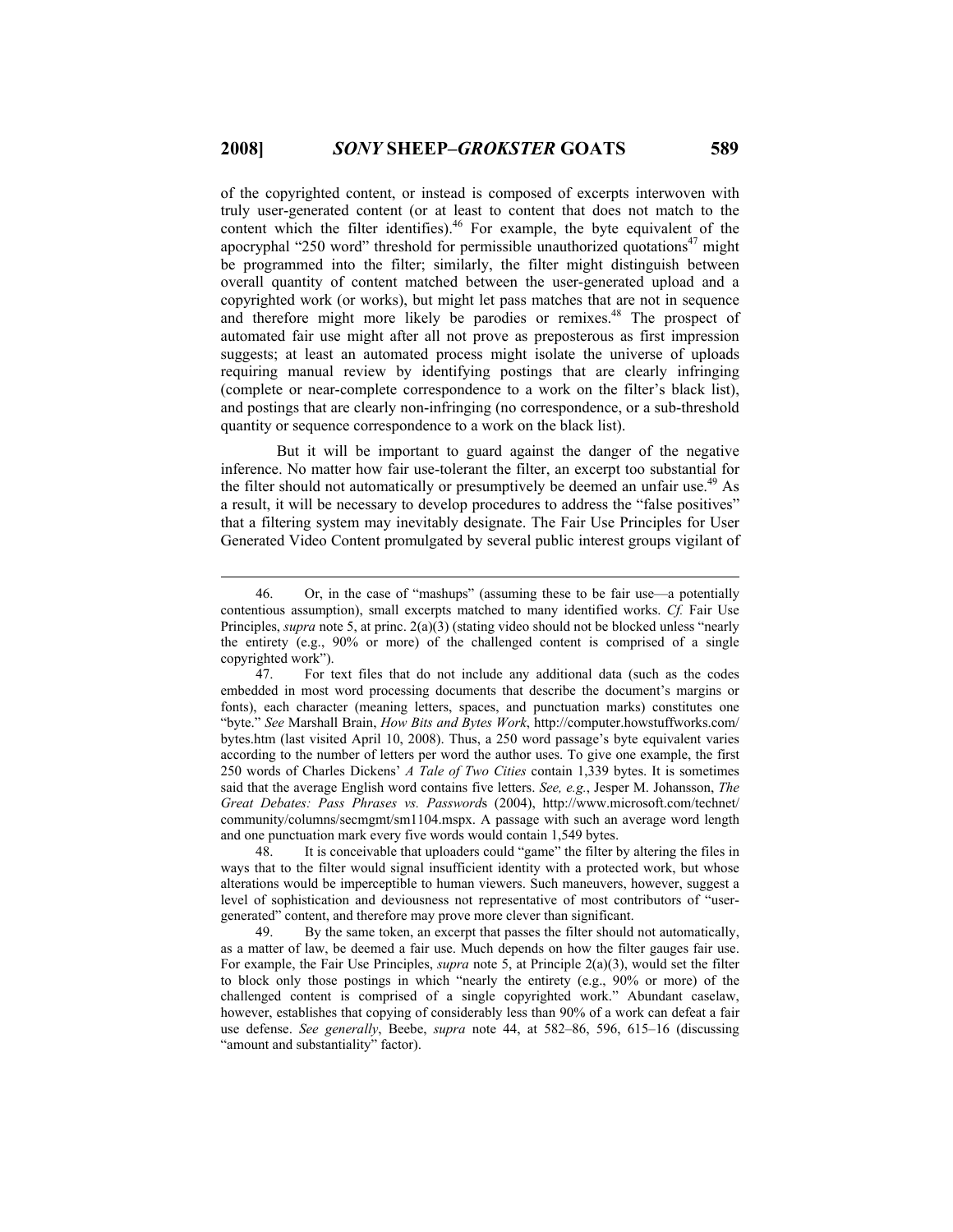of the copyrighted content, or instead is composed of excerpts interwoven with truly user-generated content (or at least to content that does not match to the content which the filter identifies).[46] For example, the byte equivalent of the apocryphal "250 word" threshold for permissible unauthorized quotations[47] might be programmed into the filter; similarly, the filter might distinguish between overall quantity of content matched between the user-generated upload and a copyrighted work (or works), but might let pass matches that are not in sequence and therefore might more likely be parodies or remixes.[48] The prospect of automated fair use might after all not prove as preposterous as first impression suggests; at least an automated process might isolate the universe of uploads requiring manual review by identifying postings that are clearly infringing (complete or near-complete correspondence to a work on the filter's black list), and postings that are clearly non-infringing (no correspondence, or a sub-threshold quantity or sequence correspondence to a work on the black list).

But it will be important to guard against the danger of the negative inference. No matter how fair use-tolerant the filter, an excerpt too substantial for the filter should not automatically or presumptively be deemed an unfair use.[49] As a result, it will be necessary to develop procedures to address the "false positives" that a filtering system may inevitably designate. The Fair Use Principles for User Generated Video Content promulgated by several public interest groups vigilant of

---

46. Or, in the case of "mashups" (assuming these to be fair use—a potentially contentious assumption), small excerpts matched to many identified works. *Cf.* Fair Use Principles, *supra* note 5, at princ. 2(a)(3) (stating video should not be blocked unless "nearly the entirety (e.g., 90% or more) of the challenged content is comprised of a single copyrighted work").

47. For text files that do not include any additional data (such as the codes embedded in most word processing documents that describe the document's margins or fonts), each character (meaning letters, spaces, and punctuation marks) constitutes one "byte." *See* Marshall Brain, *How Bits and Bytes Work*, http://computer.howstuffworks.com/bytes.htm (last visited April 10, 2008). Thus, a 250 word passage's byte equivalent varies according to the number of letters per word the author uses. To give one example, the first 250 words of Charles Dickens' *A Tale of Two Cities* contain 1,339 bytes. It is sometimes said that the average English word contains five letters. *See, e.g.*, Jesper M. Johansson, *The Great Debates: Pass Phrases vs. Passwords* (2004), http://www.microsoft.com/technet/community/columns/secmgmt/sm1104.mspx. A passage with such an average word length and one punctuation mark every five words would contain 1,549 bytes.

48. It is conceivable that uploaders could "game" the filter by altering the files in ways that to the filter would signal insufficient identity with a protected work, but whose alterations would be imperceptible to human viewers. Such maneuvers, however, suggest a level of sophistication and deviousness not representative of most contributors of "user-generated" content, and therefore may prove more clever than significant.

49. By the same token, an excerpt that passes the filter should not automatically, as a matter of law, be deemed a fair use. Much depends on how the filter gauges fair use. For example, the Fair Use Principles, *supra* note 5, at Principle 2(a)(3), would set the filter to block only those postings in which "nearly the entirety (e.g., 90% or more) of the challenged content is comprised of a single copyrighted work." Abundant caselaw, however, establishes that copying of considerably less than 90% of a work can defeat a fair use defense. *See generally*, Beebe, *supra* note 44, at 582–86, 596, 615–16 (discussing "amount and substantiality" factor).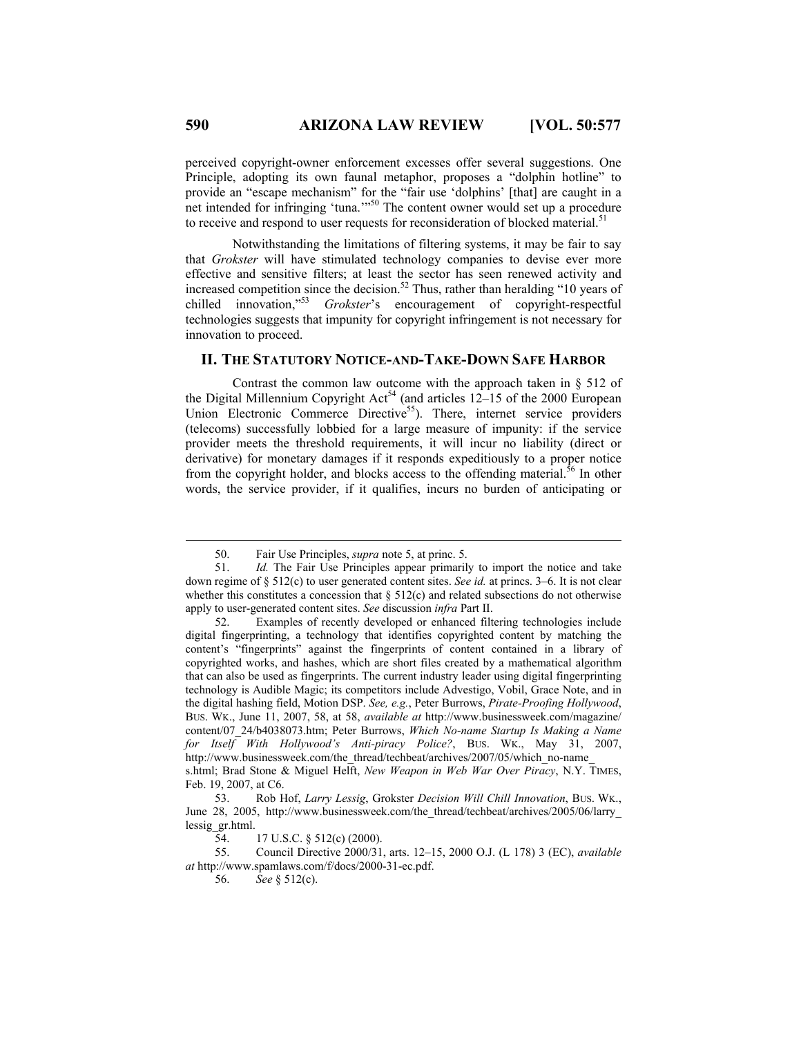perceived copyright-owner enforcement excesses offer several suggestions. One Principle, adopting its own faunal metaphor, proposes a "dolphin hotline" to provide an "escape mechanism" for the "fair use 'dolphins' [that] are caught in a net intended for infringing 'tuna.'"[50] The content owner would set up a procedure to receive and respond to user requests for reconsideration of blocked material.[51]

Notwithstanding the limitations of filtering systems, it may be fair to say that *Grokster* will have stimulated technology companies to devise ever more effective and sensitive filters; at least the sector has seen renewed activity and increased competition since the decision.[52] Thus, rather than heralding "10 years of chilled innovation,"[53] *Grokster*'s encouragement of copyright-respectful technologies suggests that impunity for copyright infringement is not necessary for innovation to proceed.

## II. THE STATUTORY NOTICE-AND-TAKE-DOWN SAFE HARBOR

Contrast the common law outcome with the approach taken in § 512 of the Digital Millennium Copyright Act[54] (and articles 12–15 of the 2000 European Union Electronic Commerce Directive[55]). There, internet service providers (telecoms) successfully lobbied for a large measure of impunity: if the service provider meets the threshold requirements, it will incur no liability (direct or derivative) for monetary damages if it responds expeditiously to a proper notice from the copyright holder, and blocks access to the offending material.[56] In other words, the service provider, if it qualifies, incurs no burden of anticipating or

---

50. Fair Use Principles, *supra* note 5, at princ. 5.

51. *Id.* The Fair Use Principles appear primarily to import the notice and take down regime of § 512(c) to user generated content sites. *See id.* at princs. 3–6. It is not clear whether this constitutes a concession that § 512(c) and related subsections do not otherwise apply to user-generated content sites. *See* discussion *infra* Part II.

52. Examples of recently developed or enhanced filtering technologies include digital fingerprinting, a technology that identifies copyrighted content by matching the content's "fingerprints" against the fingerprints of content contained in a library of copyrighted works, and hashes, which are short files created by a mathematical algorithm that can also be used as fingerprints. The current industry leader using digital fingerprinting technology is Audible Magic; its competitors include Advestigo, Vobil, Grace Note, and in the digital hashing field, Motion DSP. *See, e.g.*, Peter Burrows, *Pirate-Proofing Hollywood*, BUS. WK., June 11, 2007, 58, at 58, *available at* http://www.businessweek.com/magazine/content/07_24/b4038073.htm; Peter Burrows, *Which No-name Startup Is Making a Name for Itself With Hollywood's Anti-piracy Police?*, BUS. WK., May 31, 2007, http://www.businessweek.com/the_thread/techbeat/archives/2007/05/which_no-name_s.html; Brad Stone & Miguel Helft, *New Weapon in Web War Over Piracy*, N.Y. TIMES, Feb. 19, 2007, at C6.

53. Rob Hof, *Larry Lessig*, Grokster *Decision Will Chill Innovation*, BUS. WK., June 28, 2005, http://www.businessweek.com/the_thread/techbeat/archives/2005/06/larry_lessig_gr.html.

54. 17 U.S.C. § 512(c) (2000).

55. Council Directive 2000/31, arts. 12–15, 2000 O.J. (L 178) 3 (EC), *available at* http://www.spamlaws.com/f/docs/2000-31-ec.pdf.

56. *See* § 512(c).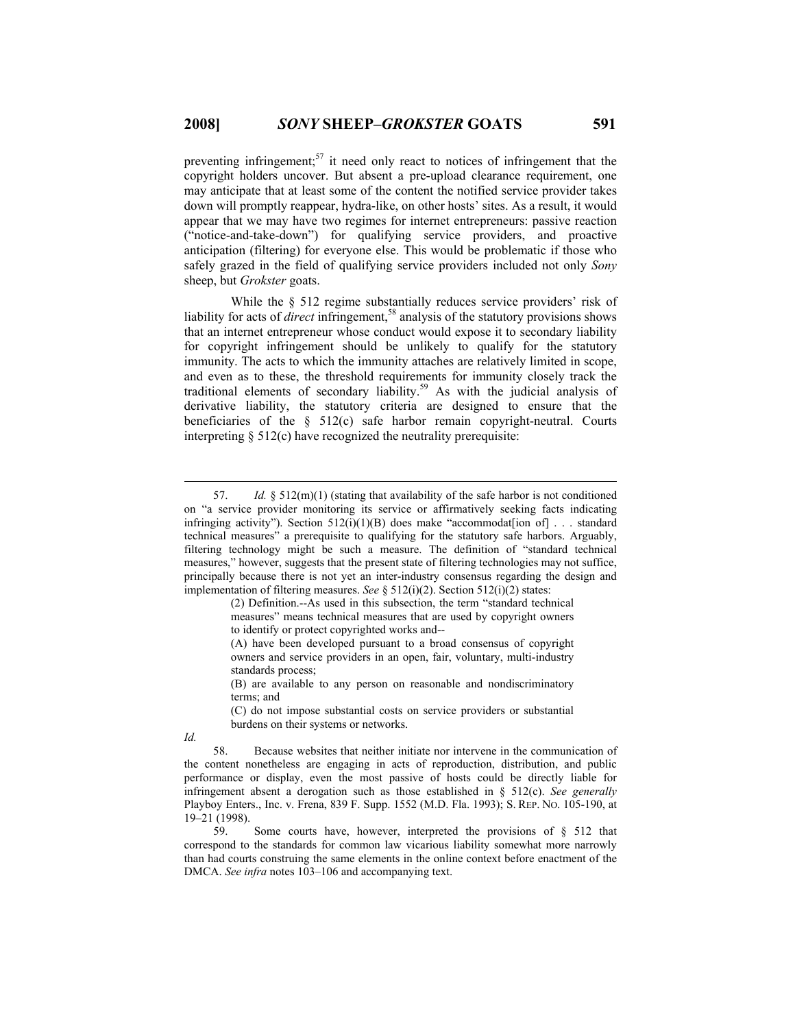preventing infringement;[57] it need only react to notices of infringement that the copyright holders uncover. But absent a pre-upload clearance requirement, one may anticipate that at least some of the content the notified service provider takes down will promptly reappear, hydra-like, on other hosts' sites. As a result, it would appear that we may have two regimes for internet entrepreneurs: passive reaction ("notice-and-take-down") for qualifying service providers, and proactive anticipation (filtering) for everyone else. This would be problematic if those who safely grazed in the field of qualifying service providers included not only *Sony* sheep, but *Grokster* goats.

While the § 512 regime substantially reduces service providers' risk of liability for acts of *direct* infringement,[58] analysis of the statutory provisions shows that an internet entrepreneur whose conduct would expose it to secondary liability for copyright infringement should be unlikely to qualify for the statutory immunity. The acts to which the immunity attaches are relatively limited in scope, and even as to these, the threshold requirements for immunity closely track the traditional elements of secondary liability.[59] As with the judicial analysis of derivative liability, the statutory criteria are designed to ensure that the beneficiaries of the § 512(c) safe harbor remain copyright-neutral. Courts interpreting § 512(c) have recognized the neutrality prerequisite:

---

57. *Id.* § 512(m)(1) (stating that availability of the safe harbor is not conditioned on "a service provider monitoring its service or affirmatively seeking facts indicating infringing activity"). Section 512(i)(1)(B) does make "accommodat[ion of] . . . standard technical measures" a prerequisite to qualifying for the statutory safe harbors. Arguably, filtering technology might be such a measure. The definition of "standard technical measures," however, suggests that the present state of filtering technologies may not suffice, principally because there is not yet an inter-industry consensus regarding the design and implementation of filtering measures. *See* § 512(i)(2). Section 512(i)(2) states:

> (2) Definition.--As used in this subsection, the term "standard technical measures" means technical measures that are used by copyright owners to identify or protect copyrighted works and--
>
> (A) have been developed pursuant to a broad consensus of copyright owners and service providers in an open, fair, voluntary, multi-industry standards process;
>
> (B) are available to any person on reasonable and nondiscriminatory terms; and
>
> (C) do not impose substantial costs on service providers or substantial burdens on their systems or networks.

*Id.*

58. Because websites that neither initiate nor intervene in the communication of the content nonetheless are engaging in acts of reproduction, distribution, and public performance or display, even the most passive of hosts could be directly liable for infringement absent a derogation such as those established in § 512(c). *See generally* Playboy Enters., Inc. v. Frena, 839 F. Supp. 1552 (M.D. Fla. 1993); S. REP. NO. 105-190, at 19–21 (1998).

59. Some courts have, however, interpreted the provisions of § 512 that correspond to the standards for common law vicarious liability somewhat more narrowly than had courts construing the same elements in the online context before enactment of the DMCA. *See infra* notes 103–106 and accompanying text.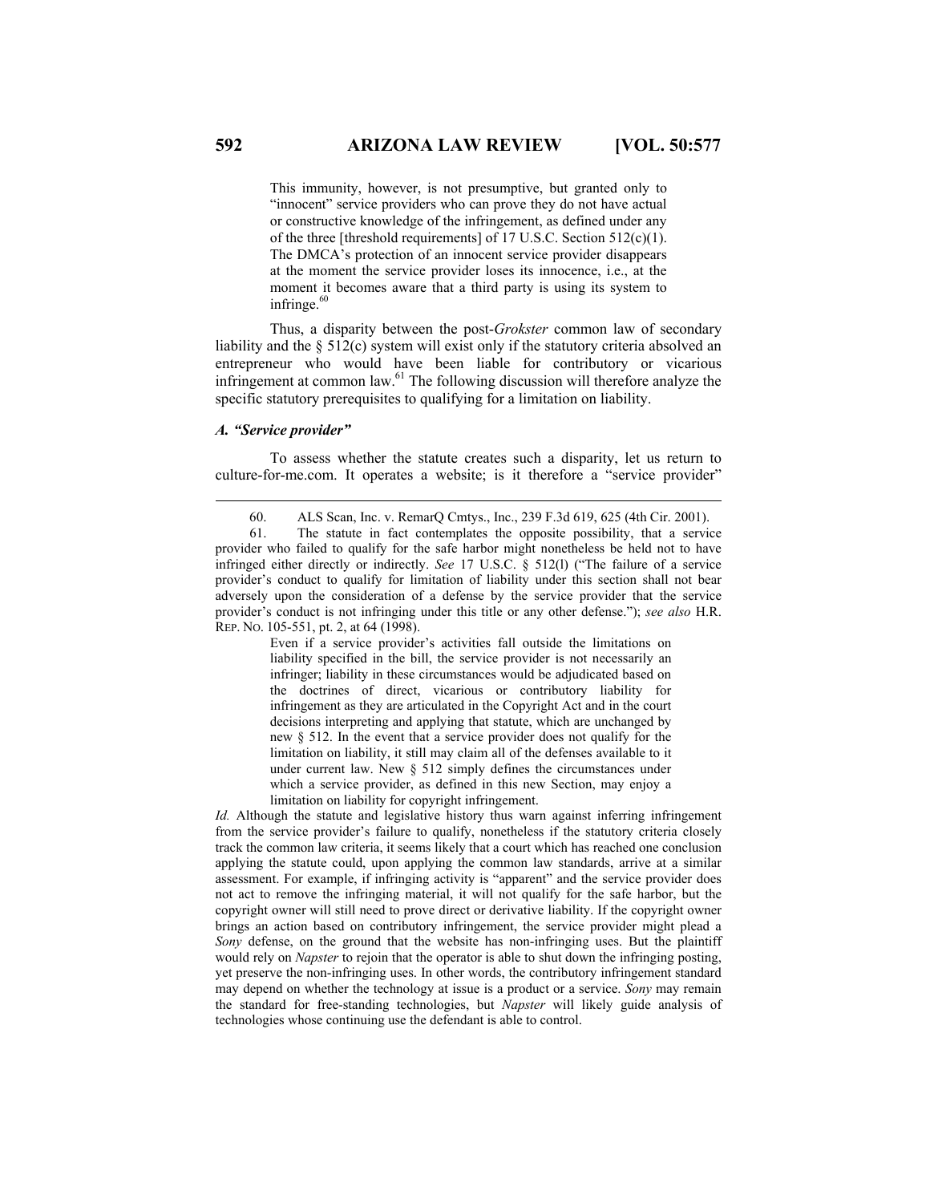> This immunity, however, is not presumptive, but granted only to "innocent" service providers who can prove they do not have actual or constructive knowledge of the infringement, as defined under any of the three [threshold requirements] of 17 U.S.C. Section 512(c)(1). The DMCA's protection of an innocent service provider disappears at the moment the service provider loses its innocence, i.e., at the moment it becomes aware that a third party is using its system to infringe.[60]

Thus, a disparity between the post-*Grokster* common law of secondary liability and the § 512(c) system will exist only if the statutory criteria absolved an entrepreneur who would have been liable for contributory or vicarious infringement at common law.[61] The following discussion will therefore analyze the specific statutory prerequisites to qualifying for a limitation on liability.

### *A. "Service provider"*

To assess whether the statute creates such a disparity, let us return to culture-for-me.com. It operates a website; is it therefore a "service provider"

---

60. ALS Scan, Inc. v. RemarQ Cmtys., Inc., 239 F.3d 619, 625 (4th Cir. 2001).

61. The statute in fact contemplates the opposite possibility, that a service provider who failed to qualify for the safe harbor might nonetheless be held not to have infringed either directly or indirectly. *See* 17 U.S.C. § 512(l) ("The failure of a service provider's conduct to qualify for limitation of liability under this section shall not bear adversely upon the consideration of a defense by the service provider that the service provider's conduct is not infringing under this title or any other defense."); *see also* H.R. REP. NO. 105-551, pt. 2, at 64 (1998).

> Even if a service provider's activities fall outside the limitations on liability specified in the bill, the service provider is not necessarily an infringer; liability in these circumstances would be adjudicated based on the doctrines of direct, vicarious or contributory liability for infringement as they are articulated in the Copyright Act and in the court decisions interpreting and applying that statute, which are unchanged by new § 512. In the event that a service provider does not qualify for the limitation on liability, it still may claim all of the defenses available to it under current law. New § 512 simply defines the circumstances under which a service provider, as defined in this new Section, may enjoy a limitation on liability for copyright infringement.

*Id.* Although the statute and legislative history thus warn against inferring infringement from the service provider's failure to qualify, nonetheless if the statutory criteria closely track the common law criteria, it seems likely that a court which has reached one conclusion applying the statute could, upon applying the common law standards, arrive at a similar assessment. For example, if infringing activity is "apparent" and the service provider does not act to remove the infringing material, it will not qualify for the safe harbor, but the copyright owner will still need to prove direct or derivative liability. If the copyright owner brings an action based on contributory infringement, the service provider might plead a *Sony* defense, on the ground that the website has non-infringing uses. But the plaintiff would rely on *Napster* to rejoin that the operator is able to shut down the infringing posting, yet preserve the non-infringing uses. In other words, the contributory infringement standard may depend on whether the technology at issue is a product or a service. *Sony* may remain the standard for free-standing technologies, but *Napster* will likely guide analysis of technologies whose continuing use the defendant is able to control.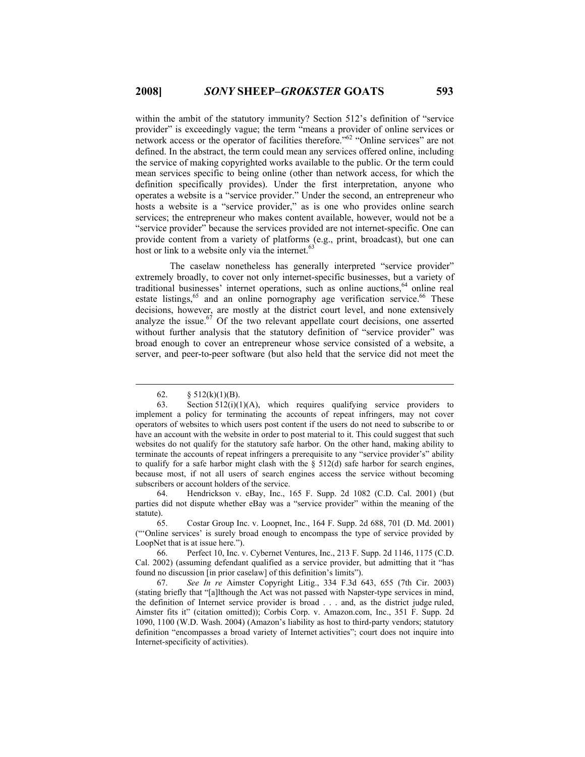within the ambit of the statutory immunity? Section 512's definition of "service provider" is exceedingly vague; the term "means a provider of online services or network access or the operator of facilities therefore."[62] "Online services" are not defined. In the abstract, the term could mean any services offered online, including the service of making copyrighted works available to the public. Or the term could mean services specific to being online (other than network access, for which the definition specifically provides). Under the first interpretation, anyone who operates a website is a "service provider." Under the second, an entrepreneur who hosts a website is a "service provider," as is one who provides online search services; the entrepreneur who makes content available, however, would not be a "service provider" because the services provided are not internet-specific. One can provide content from a variety of platforms (e.g., print, broadcast), but one can host or link to a website only via the internet.[63]

The caselaw nonetheless has generally interpreted "service provider" extremely broadly, to cover not only internet-specific businesses, but a variety of traditional businesses' internet operations, such as online auctions,[64] online real estate listings,[65] and an online pornography age verification service.[66] These decisions, however, are mostly at the district court level, and none extensively analyze the issue.[67] Of the two relevant appellate court decisions, one asserted without further analysis that the statutory definition of "service provider" was broad enough to cover an entrepreneur whose service consisted of a website, a server, and peer-to-peer software (but also held that the service did not meet the

---

62. § 512(k)(1)(B).

63. Section 512(i)(1)(A), which requires qualifying service providers to implement a policy for terminating the accounts of repeat infringers, may not cover operators of websites to which users post content if the users do not need to subscribe to or have an account with the website in order to post material to it. This could suggest that such websites do not qualify for the statutory safe harbor. On the other hand, making ability to terminate the accounts of repeat infringers a prerequisite to any "service provider's" ability to qualify for a safe harbor might clash with the § 512(d) safe harbor for search engines, because most, if not all users of search engines access the service without becoming subscribers or account holders of the service.

64. Hendrickson v. eBay, Inc., 165 F. Supp. 2d 1082 (C.D. Cal. 2001) (but parties did not dispute whether eBay was a "service provider" within the meaning of the statute).

65. Costar Group Inc. v. Loopnet, Inc., 164 F. Supp. 2d 688, 701 (D. Md. 2001) ("'Online services' is surely broad enough to encompass the type of service provided by LoopNet that is at issue here.").

66. Perfect 10, Inc. v. Cybernet Ventures, Inc., 213 F. Supp. 2d 1146, 1175 (C.D. Cal. 2002) (assuming defendant qualified as a service provider, but admitting that it "has found no discussion [in prior caselaw] of this definition's limits").

67. *See In re* Aimster Copyright Litig., 334 F.3d 643, 655 (7th Cir. 2003) (stating briefly that "[a]lthough the Act was not passed with Napster-type services in mind, the definition of Internet service provider is broad . . . and, as the district judge ruled, Aimster fits it" (citation omitted)); Corbis Corp. v. Amazon.com, Inc., 351 F. Supp. 2d 1090, 1100 (W.D. Wash. 2004) (Amazon's liability as host to third-party vendors; statutory definition "encompasses a broad variety of Internet activities"; court does not inquire into Internet-specificity of activities).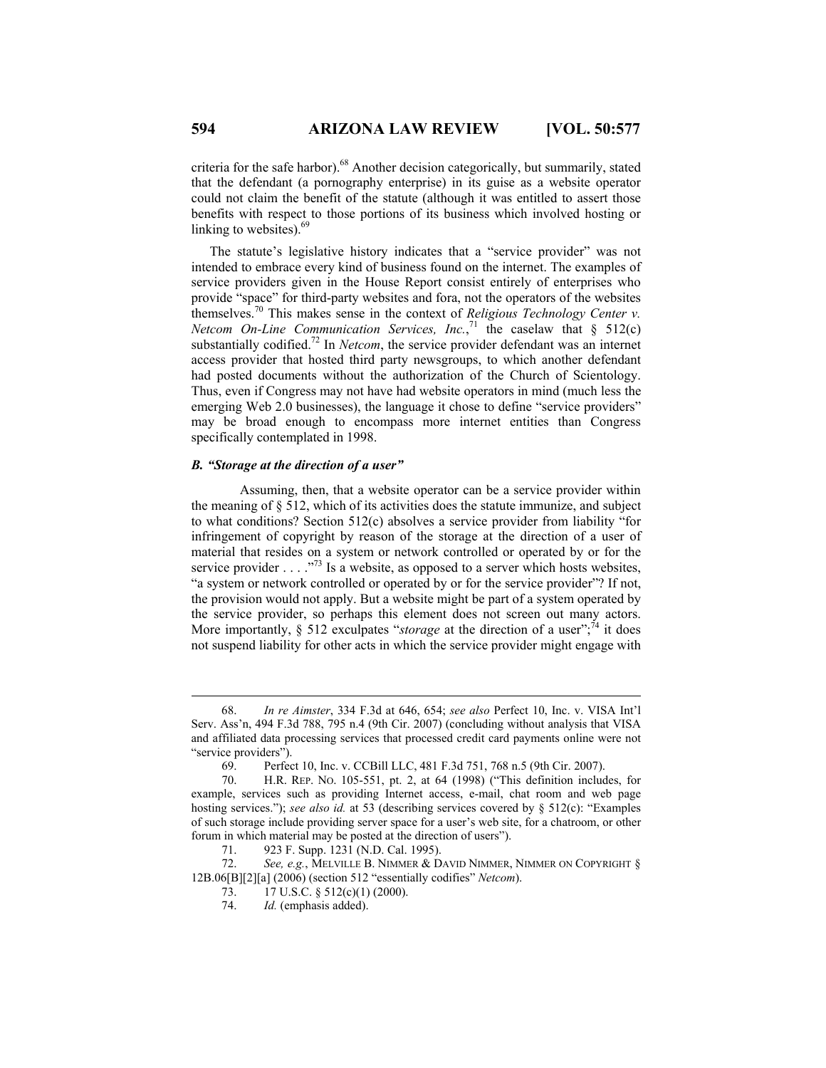criteria for the safe harbor).[68] Another decision categorically, but summarily, stated that the defendant (a pornography enterprise) in its guise as a website operator could not claim the benefit of the statute (although it was entitled to assert those benefits with respect to those portions of its business which involved hosting or linking to websites).[69]

The statute's legislative history indicates that a "service provider" was not intended to embrace every kind of business found on the internet. The examples of service providers given in the House Report consist entirely of enterprises who provide "space" for third-party websites and fora, not the operators of the websites themselves.[70] This makes sense in the context of *Religious Technology Center v. Netcom On-Line Communication Services, Inc.*,[71] the caselaw that § 512(c) substantially codified.[72] In *Netcom*, the service provider defendant was an internet access provider that hosted third party newsgroups, to which another defendant had posted documents without the authorization of the Church of Scientology. Thus, even if Congress may not have had website operators in mind (much less the emerging Web 2.0 businesses), the language it chose to define "service providers" may be broad enough to encompass more internet entities than Congress specifically contemplated in 1998.

### *B. "Storage at the direction of a user"*

Assuming, then, that a website operator can be a service provider within the meaning of § 512, which of its activities does the statute immunize, and subject to what conditions? Section 512(c) absolves a service provider from liability "for infringement of copyright by reason of the storage at the direction of a user of material that resides on a system or network controlled or operated by or for the service provider . . . ."[73] Is a website, as opposed to a server which hosts websites, "a system or network controlled or operated by or for the service provider"? If not, the provision would not apply. But a website might be part of a system operated by the service provider, so perhaps this element does not screen out many actors. More importantly, § 512 exculpates "*storage* at the direction of a user";[74] it does not suspend liability for other acts in which the service provider might engage with

---

68. *In re Aimster*, 334 F.3d at 646, 654; *see also* Perfect 10, Inc. v. VISA Int'l Serv. Ass'n, 494 F.3d 788, 795 n.4 (9th Cir. 2007) (concluding without analysis that VISA and affiliated data processing services that processed credit card payments online were not "service providers").

69. Perfect 10, Inc. v. CCBill LLC, 481 F.3d 751, 768 n.5 (9th Cir. 2007).

70. H.R. REP. NO. 105-551, pt. 2, at 64 (1998) ("This definition includes, for example, services such as providing Internet access, e-mail, chat room and web page hosting services."); *see also id.* at 53 (describing services covered by § 512(c): "Examples of such storage include providing server space for a user's web site, for a chatroom, or other forum in which material may be posted at the direction of users").

71. 923 F. Supp. 1231 (N.D. Cal. 1995).

72. *See, e.g.*, MELVILLE B. NIMMER & DAVID NIMMER, NIMMER ON COPYRIGHT § 12B.06[B][2][a] (2006) (section 512 "essentially codifies" *Netcom*).

73. 17 U.S.C. § 512(c)(1) (2000).

74. *Id.* (emphasis added).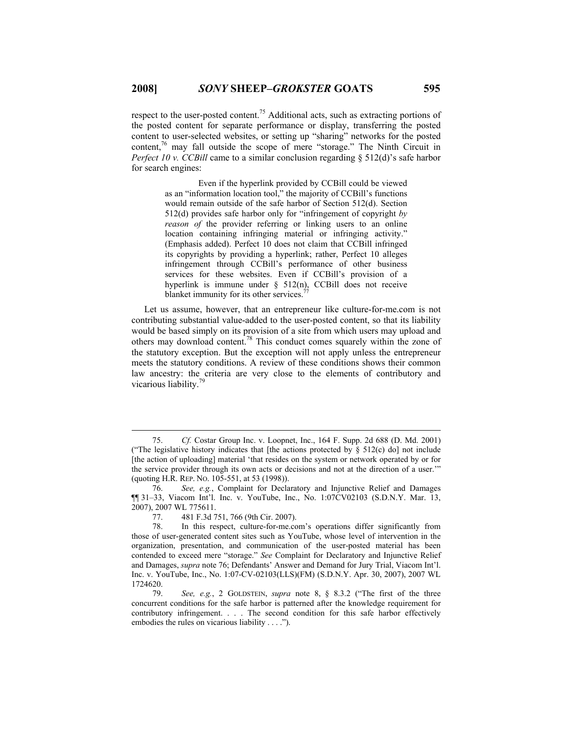respect to the user-posted content.[75] Additional acts, such as extracting portions of the posted content for separate performance or display, transferring the posted content to user-selected websites, or setting up "sharing" networks for the posted content,[76] may fall outside the scope of mere "storage." The Ninth Circuit in *Perfect 10 v. CCBill* came to a similar conclusion regarding § 512(d)'s safe harbor for search engines:

> Even if the hyperlink provided by CCBill could be viewed as an "information location tool," the majority of CCBill's functions would remain outside of the safe harbor of Section 512(d). Section 512(d) provides safe harbor only for "infringement of copyright *by reason of* the provider referring or linking users to an online location containing infringing material or infringing activity." (Emphasis added). Perfect 10 does not claim that CCBill infringed its copyrights by providing a hyperlink; rather, Perfect 10 alleges infringement through CCBill's performance of other business services for these websites. Even if CCBill's provision of a hyperlink is immune under § 512(n), CCBill does not receive blanket immunity for its other services.[77]

Let us assume, however, that an entrepreneur like culture-for-me.com is not contributing substantial value-added to the user-posted content, so that its liability would be based simply on its provision of a site from which users may upload and others may download content.[78] This conduct comes squarely within the zone of the statutory exception. But the exception will not apply unless the entrepreneur meets the statutory conditions. A review of these conditions shows their common law ancestry: the criteria are very close to the elements of contributory and vicarious liability.[79]

---

75. *Cf.* Costar Group Inc. v. Loopnet, Inc., 164 F. Supp. 2d 688 (D. Md. 2001) ("The legislative history indicates that [the actions protected by § 512(c) do] not include [the action of uploading] material 'that resides on the system or network operated by or for the service provider through its own acts or decisions and not at the direction of a user.'" (quoting H.R. REP. NO. 105-551, at 53 (1998)).

76. *See, e.g.*, Complaint for Declaratory and Injunctive Relief and Damages ¶¶ 31–33, Viacom Int'l. Inc. v. YouTube, Inc., No. 1:07CV02103 (S.D.N.Y. Mar. 13, 2007), 2007 WL 775611.

77. 481 F.3d 751, 766 (9th Cir. 2007).

78. In this respect, culture-for-me.com's operations differ significantly from those of user-generated content sites such as YouTube, whose level of intervention in the organization, presentation, and communication of the user-posted material has been contended to exceed mere "storage." *See* Complaint for Declaratory and Injunctive Relief and Damages, *supra* note 76; Defendants' Answer and Demand for Jury Trial, Viacom Int'l. Inc. v. YouTube, Inc., No. 1:07-CV-02103(LLS)(FM) (S.D.N.Y. Apr. 30, 2007), 2007 WL 1724620.

79. *See, e.g.*, 2 GOLDSTEIN, *supra* note 8, § 8.3.2 ("The first of the three concurrent conditions for the safe harbor is patterned after the knowledge requirement for contributory infringement. . . . The second condition for this safe harbor effectively embodies the rules on vicarious liability . . . .").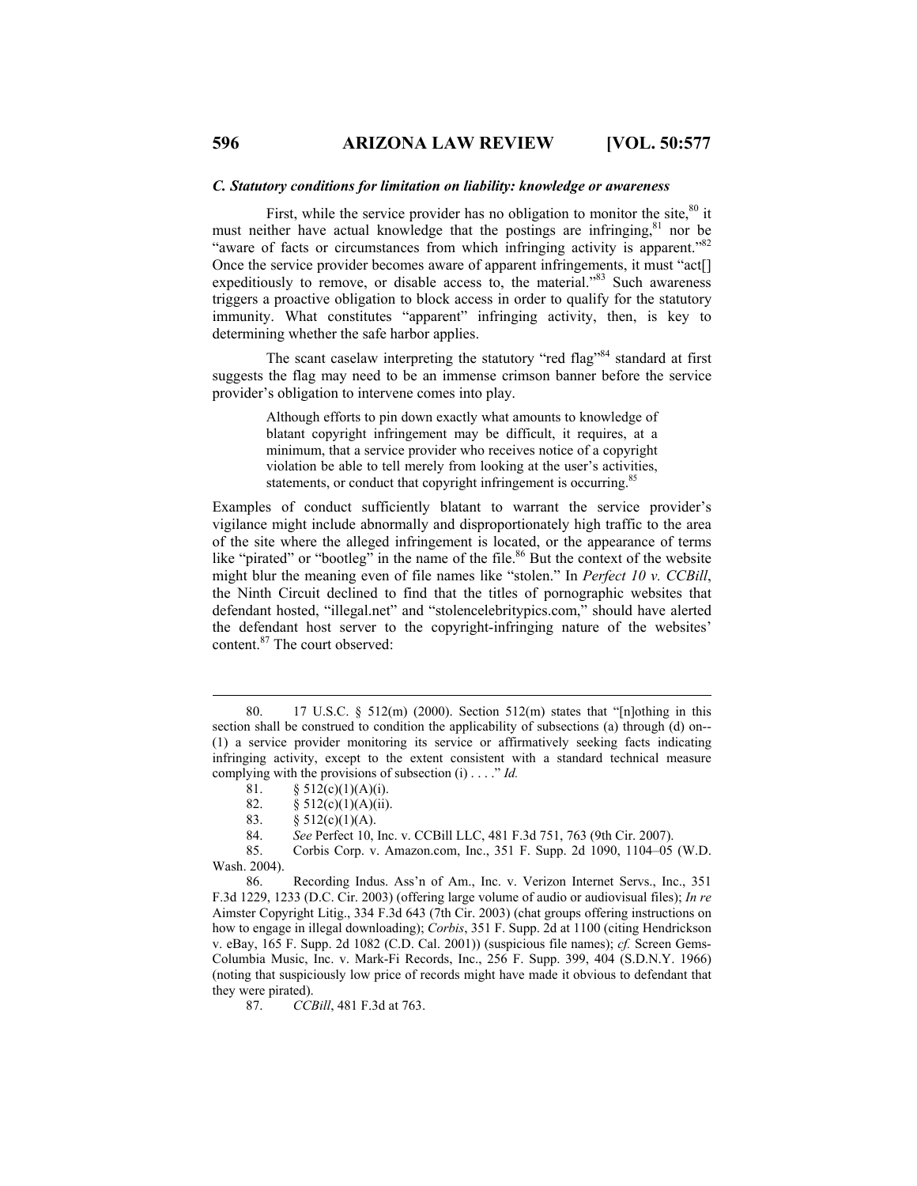### *C. Statutory conditions for limitation on liability: knowledge or awareness*

First, while the service provider has no obligation to monitor the site,[80] it must neither have actual knowledge that the postings are infringing,[81] nor be "aware of facts or circumstances from which infringing activity is apparent."[82] Once the service provider becomes aware of apparent infringements, it must "act[] expeditiously to remove, or disable access to, the material."[83] Such awareness triggers a proactive obligation to block access in order to qualify for the statutory immunity. What constitutes "apparent" infringing activity, then, is key to determining whether the safe harbor applies.

The scant caselaw interpreting the statutory "red flag"[84] standard at first suggests the flag may need to be an immense crimson banner before the service provider's obligation to intervene comes into play.

> Although efforts to pin down exactly what amounts to knowledge of blatant copyright infringement may be difficult, it requires, at a minimum, that a service provider who receives notice of a copyright violation be able to tell merely from looking at the user's activities, statements, or conduct that copyright infringement is occurring.[85]

Examples of conduct sufficiently blatant to warrant the service provider's vigilance might include abnormally and disproportionately high traffic to the area of the site where the alleged infringement is located, or the appearance of terms like "pirated" or "bootleg" in the name of the file.[86] But the context of the website might blur the meaning even of file names like "stolen." In *Perfect 10 v. CCBill*, the Ninth Circuit declined to find that the titles of pornographic websites that defendant hosted, "illegal.net" and "stolencelebritypics.com," should have alerted the defendant host server to the copyright-infringing nature of the websites' content.[87] The court observed:

---

80. 17 U.S.C. § 512(m) (2000). Section 512(m) states that "[n]othing in this section shall be construed to condition the applicability of subsections (a) through (d) on--(1) a service provider monitoring its service or affirmatively seeking facts indicating infringing activity, except to the extent consistent with a standard technical measure complying with the provisions of subsection (i) . . . ." *Id.*

81. § 512(c)(1)(A)(i).

82. § 512(c)(1)(A)(ii).

83. § 512(c)(1)(A).

84. *See* Perfect 10, Inc. v. CCBill LLC, 481 F.3d 751, 763 (9th Cir. 2007).

85. Corbis Corp. v. Amazon.com, Inc., 351 F. Supp. 2d 1090, 1104–05 (W.D. Wash. 2004).

86. Recording Indus. Ass'n of Am., Inc. v. Verizon Internet Servs., Inc., 351 F.3d 1229, 1233 (D.C. Cir. 2003) (offering large volume of audio or audiovisual files); *In re* Aimster Copyright Litig., 334 F.3d 643 (7th Cir. 2003) (chat groups offering instructions on how to engage in illegal downloading); *Corbis*, 351 F. Supp. 2d at 1100 (citing Hendrickson v. eBay, 165 F. Supp. 2d 1082 (C.D. Cal. 2001)) (suspicious file names); *cf.* Screen Gems-Columbia Music, Inc. v. Mark-Fi Records, Inc., 256 F. Supp. 399, 404 (S.D.N.Y. 1966) (noting that suspiciously low price of records might have made it obvious to defendant that they were pirated).

87. *CCBill*, 481 F.3d at 763.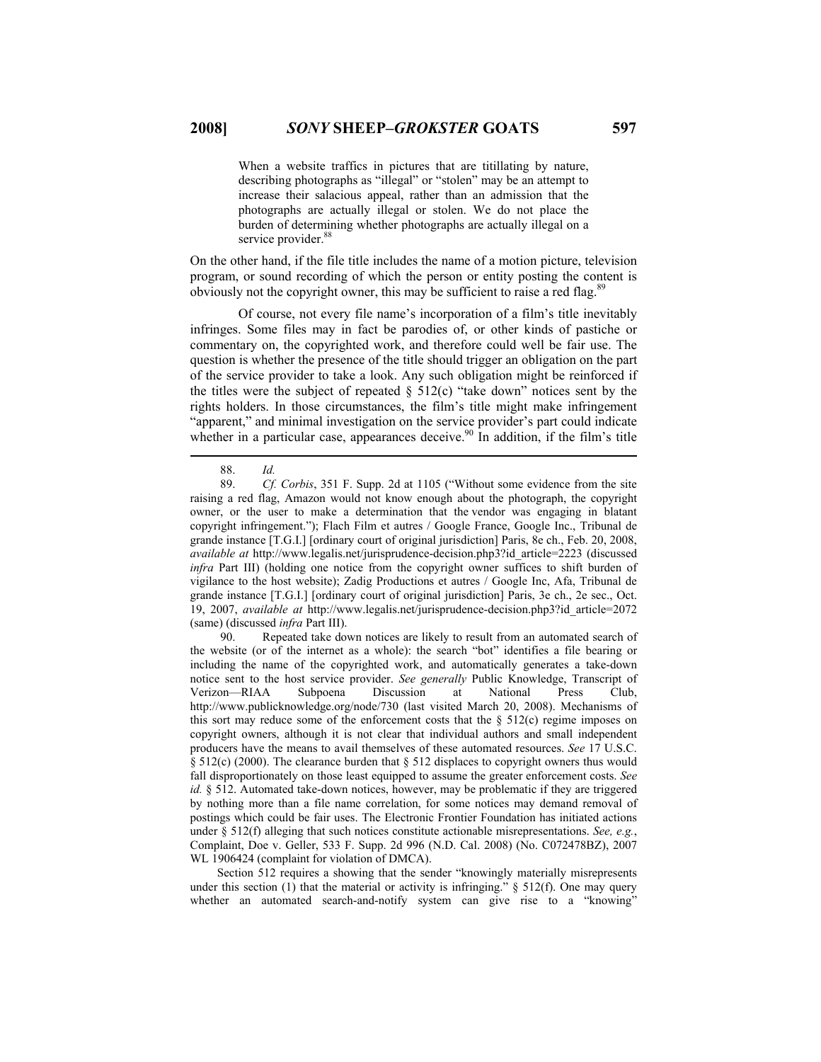> When a website traffics in pictures that are titillating by nature, describing photographs as "illegal" or "stolen" may be an attempt to increase their salacious appeal, rather than an admission that the photographs are actually illegal or stolen. We do not place the burden of determining whether photographs are actually illegal on a service provider.[88]

On the other hand, if the file title includes the name of a motion picture, television program, or sound recording of which the person or entity posting the content is obviously not the copyright owner, this may be sufficient to raise a red flag.[89]

Of course, not every file name's incorporation of a film's title inevitably infringes. Some files may in fact be parodies of, or other kinds of pastiche or commentary on, the copyrighted work, and therefore could well be fair use. The question is whether the presence of the title should trigger an obligation on the part of the service provider to take a look. Any such obligation might be reinforced if the titles were the subject of repeated § 512(c) "take down" notices sent by the rights holders. In those circumstances, the film's title might make infringement "apparent," and minimal investigation on the service provider's part could indicate whether in a particular case, appearances deceive.[90] In addition, if the film's title

---

88. *Id.*

89. *Cf. Corbis*, 351 F. Supp. 2d at 1105 ("Without some evidence from the site raising a red flag, Amazon would not know enough about the photograph, the copyright owner, or the user to make a determination that the vendor was engaging in blatant copyright infringement."); Flach Film et autres / Google France, Google Inc., Tribunal de grande instance [T.G.I.] [ordinary court of original jurisdiction] Paris, 8e ch., Feb. 20, 2008, *available at* http://www.legalis.net/jurisprudence-decision.php3?id_article=2223 (discussed *infra* Part III) (holding one notice from the copyright owner suffices to shift burden of vigilance to the host website); Zadig Productions et autres / Google Inc, Afa, Tribunal de grande instance [T.G.I.] [ordinary court of original jurisdiction] Paris, 3e ch., 2e sec., Oct. 19, 2007, *available at* http://www.legalis.net/jurisprudence-decision.php3?id_article=2072 (same) (discussed *infra* Part III).

90. Repeated take down notices are likely to result from an automated search of the website (or of the internet as a whole): the search "bot" identifies a file bearing or including the name of the copyrighted work, and automatically generates a take-down notice sent to the host service provider. *See generally* Public Knowledge, Transcript of Verizon—RIAA Subpoena Discussion at National Press Club, http://www.publicknowledge.org/node/730 (last visited March 20, 2008). Mechanisms of this sort may reduce some of the enforcement costs that the § 512(c) regime imposes on copyright owners, although it is not clear that individual authors and small independent producers have the means to avail themselves of these automated resources. *See* 17 U.S.C. § 512(c) (2000). The clearance burden that § 512 displaces to copyright owners thus would fall disproportionately on those least equipped to assume the greater enforcement costs. *See id.* § 512. Automated take-down notices, however, may be problematic if they are triggered by nothing more than a file name correlation, for some notices may demand removal of postings which could be fair uses. The Electronic Frontier Foundation has initiated actions under § 512(f) alleging that such notices constitute actionable misrepresentations. *See, e.g.*, Complaint, Doe v. Geller, 533 F. Supp. 2d 996 (N.D. Cal. 2008) (No. C072478BZ), 2007 WL 1906424 (complaint for violation of DMCA).

Section 512 requires a showing that the sender "knowingly materially misrepresents under this section (1) that the material or activity is infringing." § 512(f). One may query whether an automated search-and-notify system can give rise to a "knowing"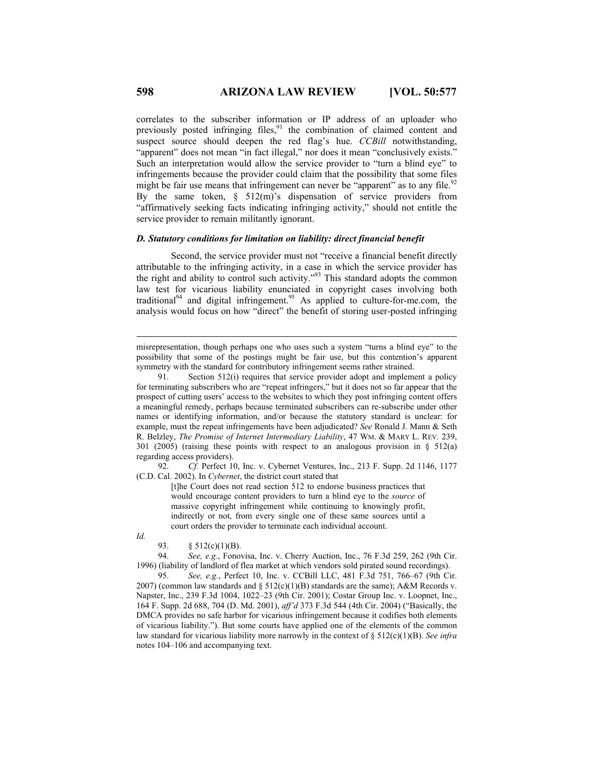correlates to the subscriber information or IP address of an uploader who previously posted infringing files,[91] the combination of claimed content and suspect source should deepen the red flag's hue. *CCBill* notwithstanding, "apparent" does not mean "in fact illegal," nor does it mean "conclusively exists." Such an interpretation would allow the service provider to "turn a blind eye" to infringements because the provider could claim that the possibility that some files might be fair use means that infringement can never be "apparent" as to any file.[92] By the same token, § 512(m)'s dispensation of service providers from "affirmatively seeking facts indicating infringing activity," should not entitle the service provider to remain militantly ignorant.

### *D. Statutory conditions for limitation on liability: direct financial benefit*

Second, the service provider must not "receive a financial benefit directly attributable to the infringing activity, in a case in which the service provider has the right and ability to control such activity."[93] This standard adopts the common law test for vicarious liability enunciated in copyright cases involving both traditional[94] and digital infringement.[95] As applied to culture-for-me.com, the analysis would focus on how "direct" the benefit of storing user-posted infringing

---

misrepresentation, though perhaps one who uses such a system "turns a blind eye" to the possibility that some of the postings might be fair use, but this contention's apparent symmetry with the standard for contributory infringement seems rather strained.

91. Section 512(i) requires that service provider adopt and implement a policy for terminating subscribers who are "repeat infringers," but it does not so far appear that the prospect of cutting users' access to the websites to which they post infringing content offers a meaningful remedy, perhaps because terminated subscribers can re-subscribe under other names or identifying information, and/or because the statutory standard is unclear: for example, must the repeat infringements have been adjudicated? *See* Ronald J. Mann & Seth R. Belzley, *The Promise of Internet Intermediary Liability*, 47 WM. & MARY L. REV. 239, 301 (2005) (raising these points with respect to an analogous provision in § 512(a) regarding access providers).

92. *Cf.* Perfect 10, Inc. v. Cybernet Ventures, Inc., 213 F. Supp. 2d 1146, 1177 (C.D. Cal. 2002). In *Cybernet*, the district court stated that

> [t]he Court does not read section 512 to endorse business practices that would encourage content providers to turn a blind eye to the *source* of massive copyright infringement while continuing to knowingly profit, indirectly or not, from every single one of these same sources until a court orders the provider to terminate each individual account.

*Id.*

93. § 512(c)(1)(B).

94. *See, e.g.*, Fonovisa, Inc. v. Cherry Auction, Inc., 76 F.3d 259, 262 (9th Cir. 1996) (liability of landlord of flea market at which vendors sold pirated sound recordings).

95. *See, e.g.*, Perfect 10, Inc. v. CCBill LLC, 481 F.3d 751, 766–67 (9th Cir. 2007) (common law standards and § 512(c)(1)(B) standards are the same); A&M Records v. Napster, Inc., 239 F.3d 1004, 1022–23 (9th Cir. 2001); Costar Group Inc. v. Loopnet, Inc., 164 F. Supp. 2d 688, 704 (D. Md. 2001), *aff'd* 373 F.3d 544 (4th Cir. 2004) ("Basically, the DMCA provides no safe harbor for vicarious infringement because it codifies both elements of vicarious liability."). But some courts have applied one of the elements of the common law standard for vicarious liability more narrowly in the context of § 512(c)(1)(B). *See infra* notes 104–106 and accompanying text.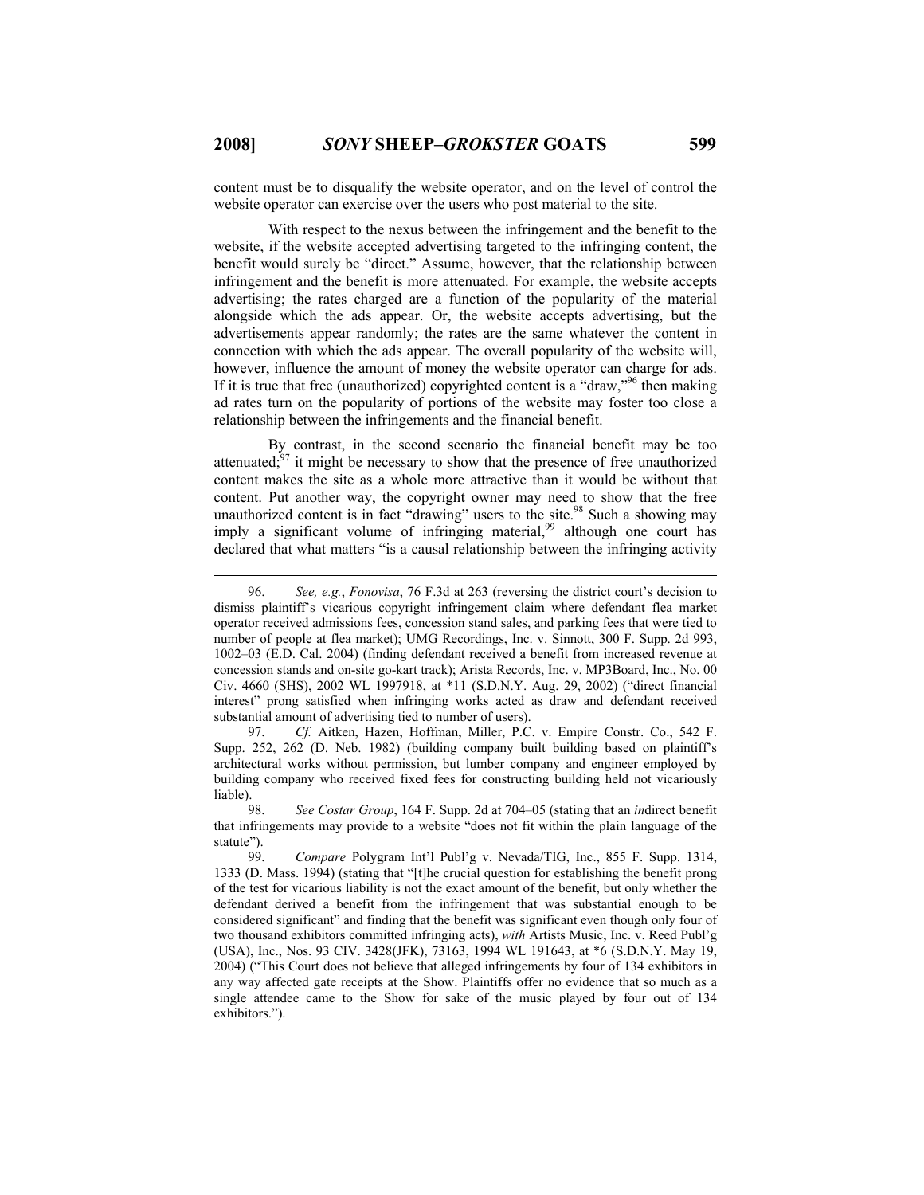content must be to disqualify the website operator, and on the level of control the website operator can exercise over the users who post material to the site.

With respect to the nexus between the infringement and the benefit to the website, if the website accepted advertising targeted to the infringing content, the benefit would surely be "direct." Assume, however, that the relationship between infringement and the benefit is more attenuated. For example, the website accepts advertising; the rates charged are a function of the popularity of the material alongside which the ads appear. Or, the website accepts advertising, but the advertisements appear randomly; the rates are the same whatever the content in connection with which the ads appear. The overall popularity of the website will, however, influence the amount of money the website operator can charge for ads. If it is true that free (unauthorized) copyrighted content is a "draw,"[96] then making ad rates turn on the popularity of portions of the website may foster too close a relationship between the infringements and the financial benefit.

By contrast, in the second scenario the financial benefit may be too attenuated;[97] it might be necessary to show that the presence of free unauthorized content makes the site as a whole more attractive than it would be without that content. Put another way, the copyright owner may need to show that the free unauthorized content is in fact "drawing" users to the site.[98] Such a showing may imply a significant volume of infringing material,[99] although one court has declared that what matters "is a causal relationship between the infringing activity

---

96. *See, e.g.*, *Fonovisa*, 76 F.3d at 263 (reversing the district court's decision to dismiss plaintiff's vicarious copyright infringement claim where defendant flea market operator received admissions fees, concession stand sales, and parking fees that were tied to number of people at flea market); UMG Recordings, Inc. v. Sinnott, 300 F. Supp. 2d 993, 1002–03 (E.D. Cal. 2004) (finding defendant received a benefit from increased revenue at concession stands and on-site go-kart track); Arista Records, Inc. v. MP3Board, Inc., No. 00 Civ. 4660 (SHS), 2002 WL 1997918, at *11 (S.D.N.Y. Aug. 29, 2002) ("direct financial interest" prong satisfied when infringing works acted as draw and defendant received substantial amount of advertising tied to number of users).

97. *Cf.* Aitken, Hazen, Hoffman, Miller, P.C. v. Empire Constr. Co., 542 F. Supp. 252, 262 (D. Neb. 1982) (building company built building based on plaintiff's architectural works without permission, but lumber company and engineer employed by building company who received fixed fees for constructing building held not vicariously liable).

98. *See Costar Group*, 164 F. Supp. 2d at 704–05 (stating that an *in*direct benefit that infringements may provide to a website "does not fit within the plain language of the statute").

99. *Compare* Polygram Int'l Publ'g v. Nevada/TIG, Inc., 855 F. Supp. 1314, 1333 (D. Mass. 1994) (stating that "[t]he crucial question for establishing the benefit prong of the test for vicarious liability is not the exact amount of the benefit, but only whether the defendant derived a benefit from the infringement that was substantial enough to be considered significant" and finding that the benefit was significant even though only four of two thousand exhibitors committed infringing acts), *with* Artists Music, Inc. v. Reed Publ'g (USA), Inc., Nos. 93 CIV. 3428(JFK), 73163, 1994 WL 191643, at *6 (S.D.N.Y. May 19, 2004) ("This Court does not believe that alleged infringements by four of 134 exhibitors in any way affected gate receipts at the Show. Plaintiffs offer no evidence that so much as a single attendee came to the Show for sake of the music played by four out of 134 exhibitors.").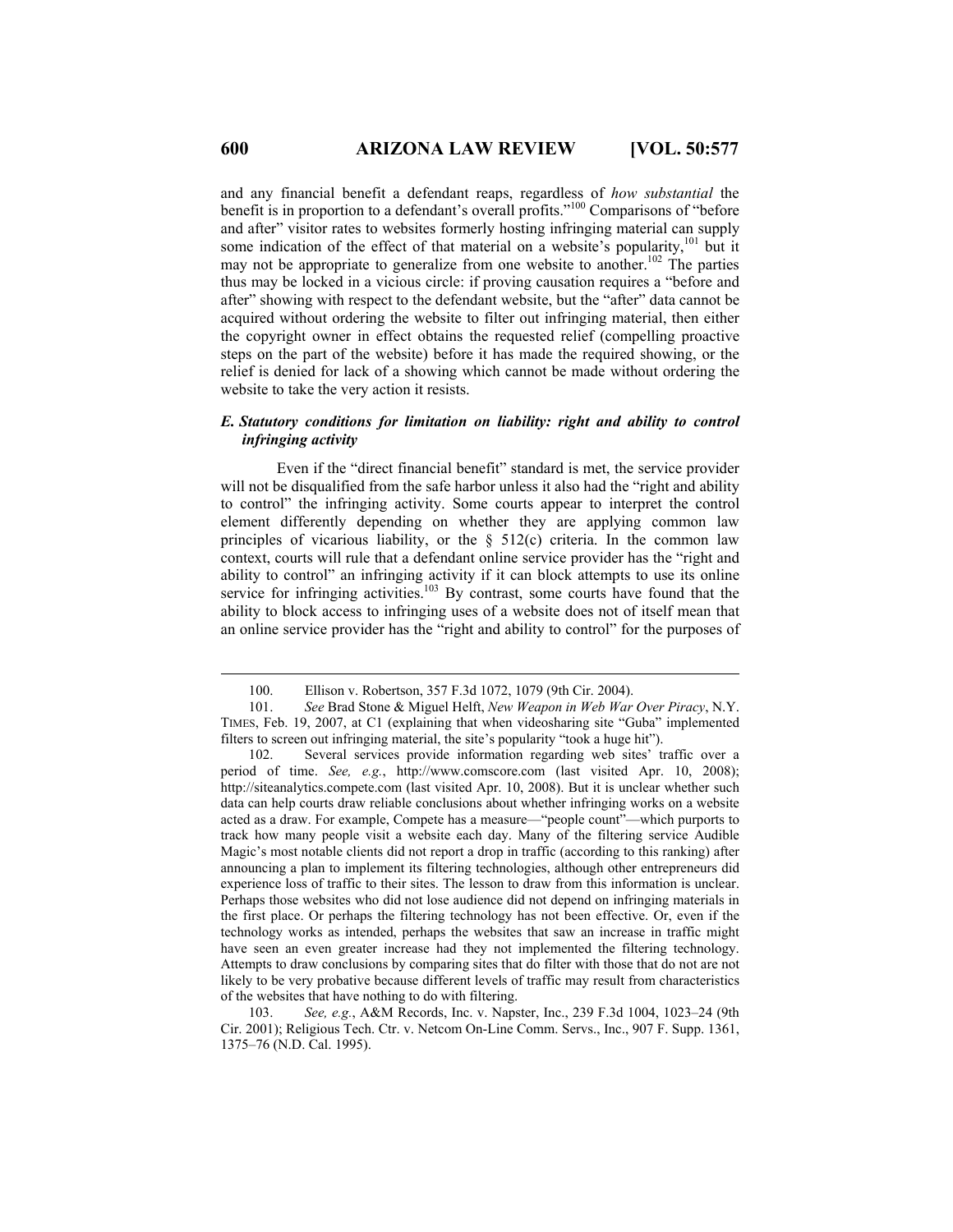and any financial benefit a defendant reaps, regardless of *how substantial* the benefit is in proportion to a defendant's overall profits."[100] Comparisons of "before and after" visitor rates to websites formerly hosting infringing material can supply some indication of the effect of that material on a website's popularity,[101] but it may not be appropriate to generalize from one website to another.[102] The parties thus may be locked in a vicious circle: if proving causation requires a "before and after" showing with respect to the defendant website, but the "after" data cannot be acquired without ordering the website to filter out infringing material, then either the copyright owner in effect obtains the requested relief (compelling proactive steps on the part of the website) before it has made the required showing, or the relief is denied for lack of a showing which cannot be made without ordering the website to take the very action it resists.

### *E. Statutory conditions for limitation on liability: right and ability to control infringing activity*

Even if the "direct financial benefit" standard is met, the service provider will not be disqualified from the safe harbor unless it also had the "right and ability to control" the infringing activity. Some courts appear to interpret the control element differently depending on whether they are applying common law principles of vicarious liability, or the § 512(c) criteria. In the common law context, courts will rule that a defendant online service provider has the "right and ability to control" an infringing activity if it can block attempts to use its online service for infringing activities.[103] By contrast, some courts have found that the ability to block access to infringing uses of a website does not of itself mean that an online service provider has the "right and ability to control" for the purposes of

---

100. Ellison v. Robertson, 357 F.3d 1072, 1079 (9th Cir. 2004).

101. *See* Brad Stone & Miguel Helft, *New Weapon in Web War Over Piracy*, N.Y. TIMES, Feb. 19, 2007, at C1 (explaining that when videosharing site "Guba" implemented filters to screen out infringing material, the site's popularity "took a huge hit").

102. Several services provide information regarding web sites' traffic over a period of time. *See, e.g.*, http://www.comscore.com (last visited Apr. 10, 2008); http://siteanalytics.compete.com (last visited Apr. 10, 2008). But it is unclear whether such data can help courts draw reliable conclusions about whether infringing works on a website acted as a draw. For example, Compete has a measure—"people count"—which purports to track how many people visit a website each day. Many of the filtering service Audible Magic's most notable clients did not report a drop in traffic (according to this ranking) after announcing a plan to implement its filtering technologies, although other entrepreneurs did experience loss of traffic to their sites. The lesson to draw from this information is unclear. Perhaps those websites who did not lose audience did not depend on infringing materials in the first place. Or perhaps the filtering technology has not been effective. Or, even if the technology works as intended, perhaps the websites that saw an increase in traffic might have seen an even greater increase had they not implemented the filtering technology. Attempts to draw conclusions by comparing sites that do filter with those that do not are not likely to be very probative because different levels of traffic may result from characteristics of the websites that have nothing to do with filtering.

103. *See, e.g.*, A&M Records, Inc. v. Napster, Inc., 239 F.3d 1004, 1023–24 (9th Cir. 2001); Religious Tech. Ctr. v. Netcom On-Line Comm. Servs., Inc., 907 F. Supp. 1361, 1375–76 (N.D. Cal. 1995).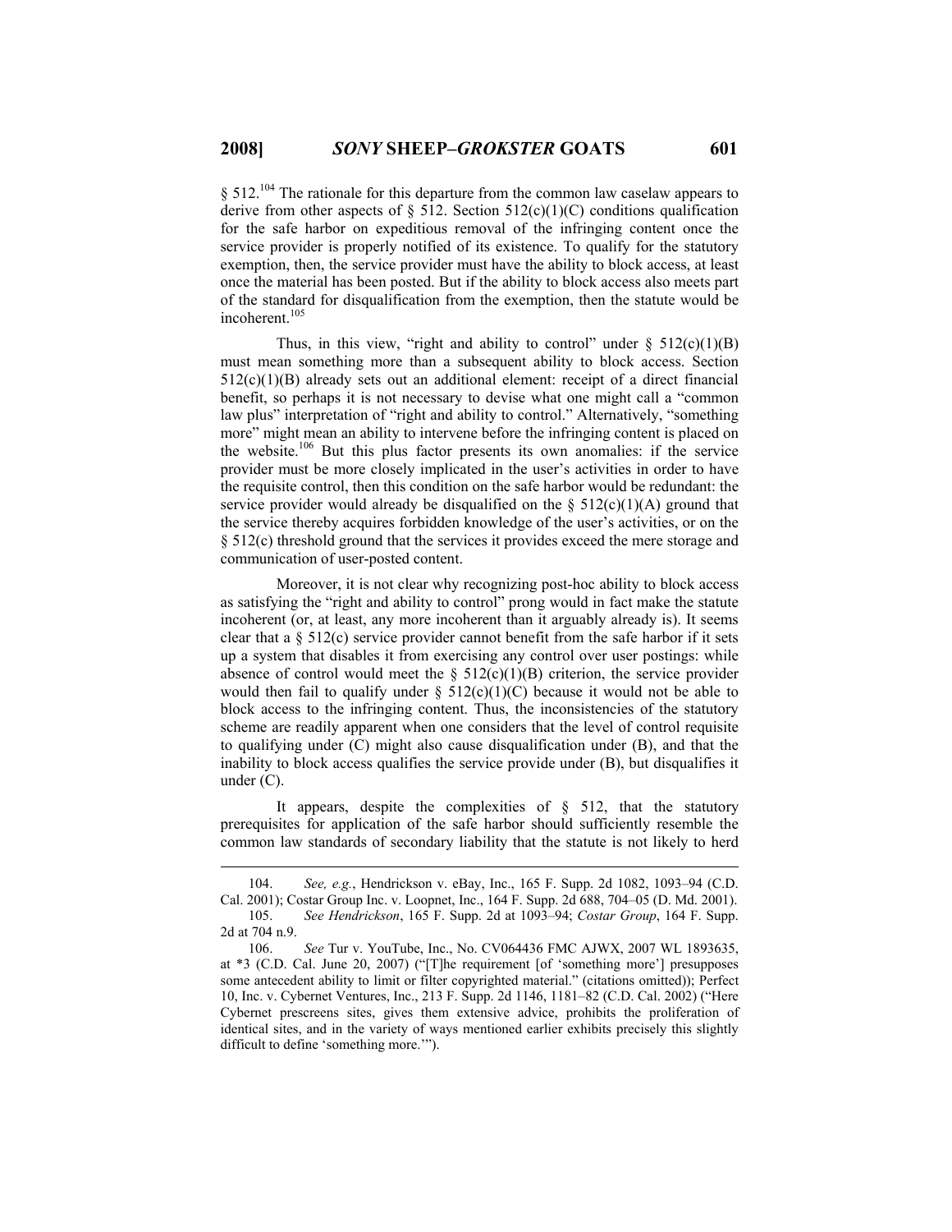§ 512.[104] The rationale for this departure from the common law caselaw appears to derive from other aspects of § 512. Section 512(c)(1)(C) conditions qualification for the safe harbor on expeditious removal of the infringing content once the service provider is properly notified of its existence. To qualify for the statutory exemption, then, the service provider must have the ability to block access, at least once the material has been posted. But if the ability to block access also meets part of the standard for disqualification from the exemption, then the statute would be incoherent.[105]

Thus, in this view, "right and ability to control" under § 512(c)(1)(B) must mean something more than a subsequent ability to block access. Section 512(c)(1)(B) already sets out an additional element: receipt of a direct financial benefit, so perhaps it is not necessary to devise what one might call a "common law plus" interpretation of "right and ability to control." Alternatively, "something more" might mean an ability to intervene before the infringing content is placed on the website.[106] But this plus factor presents its own anomalies: if the service provider must be more closely implicated in the user's activities in order to have the requisite control, then this condition on the safe harbor would be redundant: the service provider would already be disqualified on the § 512(c)(1)(A) ground that the service thereby acquires forbidden knowledge of the user's activities, or on the § 512(c) threshold ground that the services it provides exceed the mere storage and communication of user-posted content.

Moreover, it is not clear why recognizing post-hoc ability to block access as satisfying the "right and ability to control" prong would in fact make the statute incoherent (or, at least, any more incoherent than it arguably already is). It seems clear that a § 512(c) service provider cannot benefit from the safe harbor if it sets up a system that disables it from exercising any control over user postings: while absence of control would meet the § 512(c)(1)(B) criterion, the service provider would then fail to qualify under § 512(c)(1)(C) because it would not be able to block access to the infringing content. Thus, the inconsistencies of the statutory scheme are readily apparent when one considers that the level of control requisite to qualifying under (C) might also cause disqualification under (B), and that the inability to block access qualifies the service provide under (B), but disqualifies it under (C).

It appears, despite the complexities of § 512, that the statutory prerequisites for application of the safe harbor should sufficiently resemble the common law standards of secondary liability that the statute is not likely to herd

---

104. *See, e.g.*, Hendrickson v. eBay, Inc., 165 F. Supp. 2d 1082, 1093–94 (C.D. Cal. 2001); Costar Group Inc. v. Loopnet, Inc., 164 F. Supp. 2d 688, 704–05 (D. Md. 2001).

105. *See Hendrickson*, 165 F. Supp. 2d at 1093–94; *Costar Group*, 164 F. Supp. 2d at 704 n.9.

106. *See* Tur v. YouTube, Inc., No. CV064436 FMC AJWX, 2007 WL 1893635, at *3 (C.D. Cal. June 20, 2007) ("[T]he requirement [of 'something more'] presupposes some antecedent ability to limit or filter copyrighted material." (citations omitted)); Perfect 10, Inc. v. Cybernet Ventures, Inc., 213 F. Supp. 2d 1146, 1181–82 (C.D. Cal. 2002) ("Here Cybernet prescreens sites, gives them extensive advice, prohibits the proliferation of identical sites, and in the variety of ways mentioned earlier exhibits precisely this slightly difficult to define 'something more.'").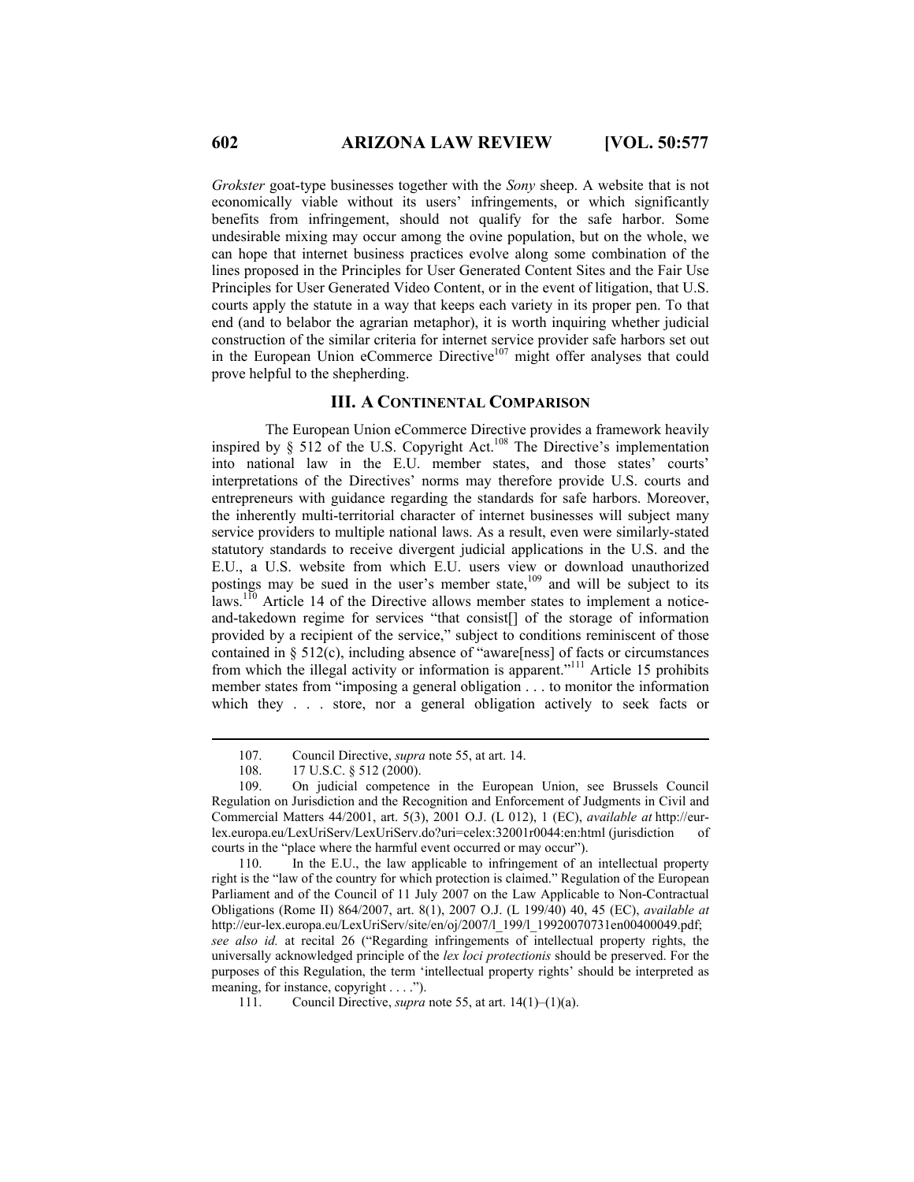*Grokster* goat-type businesses together with the *Sony* sheep. A website that is not economically viable without its users' infringements, or which significantly benefits from infringement, should not qualify for the safe harbor. Some undesirable mixing may occur among the ovine population, but on the whole, we can hope that internet business practices evolve along some combination of the lines proposed in the Principles for User Generated Content Sites and the Fair Use Principles for User Generated Video Content, or in the event of litigation, that U.S. courts apply the statute in a way that keeps each variety in its proper pen. To that end (and to belabor the agrarian metaphor), it is worth inquiring whether judicial construction of the similar criteria for internet service provider safe harbors set out in the European Union eCommerce Directive[107] might offer analyses that could prove helpful to the shepherding.

## III. A CONTINENTAL COMPARISON

The European Union eCommerce Directive provides a framework heavily inspired by § 512 of the U.S. Copyright Act.[108] The Directive's implementation into national law in the E.U. member states, and those states' courts' interpretations of the Directives' norms may therefore provide U.S. courts and entrepreneurs with guidance regarding the standards for safe harbors. Moreover, the inherently multi-territorial character of internet businesses will subject many service providers to multiple national laws. As a result, even were similarly-stated statutory standards to receive divergent judicial applications in the U.S. and the E.U., a U.S. website from which E.U. users view or download unauthorized postings may be sued in the user's member state,[109] and will be subject to its laws.[110] Article 14 of the Directive allows member states to implement a notice-and-takedown regime for services "that consist[] of the storage of information provided by a recipient of the service," subject to conditions reminiscent of those contained in § 512(c), including absence of "aware[ness] of facts or circumstances from which the illegal activity or information is apparent."[111] Article 15 prohibits member states from "imposing a general obligation . . . to monitor the information which they . . . store, nor a general obligation actively to seek facts or

---

107. Council Directive, *supra* note 55, at art. 14.

108. 17 U.S.C. § 512 (2000).

109. On judicial competence in the European Union, see Brussels Council Regulation on Jurisdiction and the Recognition and Enforcement of Judgments in Civil and Commercial Matters 44/2001, art. 5(3), 2001 O.J. (L 012), 1 (EC), *available at* http://eur-lex.europa.eu/LexUriServ/LexUriServ.do?uri=celex:32001r0044:en:html (jurisdiction of courts in the "place where the harmful event occurred or may occur").

110. In the E.U., the law applicable to infringement of an intellectual property right is the "law of the country for which protection is claimed." Regulation of the European Parliament and of the Council of 11 July 2007 on the Law Applicable to Non-Contractual Obligations (Rome II) 864/2007, art. 8(1), 2007 O.J. (L 199/40) 40, 45 (EC), *available at* http://eur-lex.europa.eu/LexUriServ/site/en/oj/2007/l_199/l_19920070731en00400049.pdf; *see also id.* at recital 26 ("Regarding infringements of intellectual property rights, the universally acknowledged principle of the *lex loci protectionis* should be preserved. For the purposes of this Regulation, the term 'intellectual property rights' should be interpreted as meaning, for instance, copyright . . . .").

111. Council Directive, *supra* note 55, at art. 14(1)–(1)(a).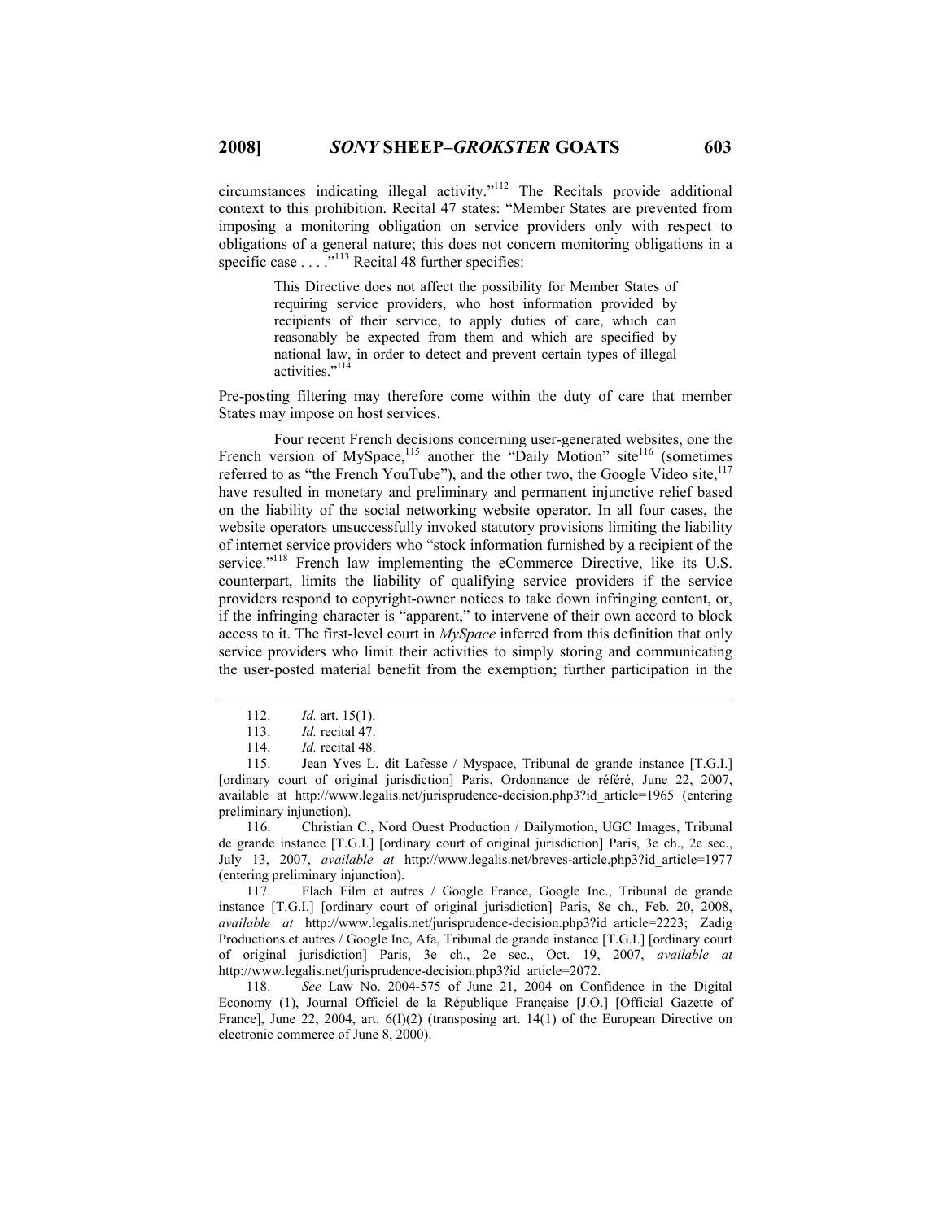circumstances indicating illegal activity."[112] The Recitals provide additional context to this prohibition. Recital 47 states: "Member States are prevented from imposing a monitoring obligation on service providers only with respect to obligations of a general nature; this does not concern monitoring obligations in a specific case . . . ."[113] Recital 48 further specifies:

> This Directive does not affect the possibility for Member States of requiring service providers, who host information provided by recipients of their service, to apply duties of care, which can reasonably be expected from them and which are specified by national law, in order to detect and prevent certain types of illegal activities."[114]

Pre-posting filtering may therefore come within the duty of care that member States may impose on host services.

Four recent French decisions concerning user-generated websites, one the French version of MySpace,[115] another the "Daily Motion" site[116] (sometimes referred to as "the French YouTube"), and the other two, the Google Video site,[117] have resulted in monetary and preliminary and permanent injunctive relief based on the liability of the social networking website operator. In all four cases, the website operators unsuccessfully invoked statutory provisions limiting the liability of internet service providers who "stock information furnished by a recipient of the service."[118] French law implementing the eCommerce Directive, like its U.S. counterpart, limits the liability of qualifying service providers if the service providers respond to copyright-owner notices to take down infringing content, or, if the infringing character is "apparent," to intervene of their own accord to block access to it. The first-level court in *MySpace* inferred from this definition that only service providers who limit their activities to simply storing and communicating the user-posted material benefit from the exemption; further participation in the

---

112. *Id.* art. 15(1).

113. *Id.* recital 47.

114. *Id.* recital 48.

115. Jean Yves L. dit Lafesse / Myspace, Tribunal de grande instance [T.G.I.] [ordinary court of original jurisdiction] Paris, Ordonnance de référé, June 22, 2007, available at http://www.legalis.net/jurisprudence-decision.php3?id_article=1965 (entering preliminary injunction).

116. Christian C., Nord Ouest Production / Dailymotion, UGC Images, Tribunal de grande instance [T.G.I.] [ordinary court of original jurisdiction] Paris, 3e ch., 2e sec., July 13, 2007, *available at* http://www.legalis.net/breves-article.php3?id_article=1977 (entering preliminary injunction).

117. Flach Film et autres / Google France, Google Inc., Tribunal de grande instance [T.G.I.] [ordinary court of original jurisdiction] Paris, 8e ch., Feb. 20, 2008, *available at* http://www.legalis.net/jurisprudence-decision.php3?id_article=2223; Zadig Productions et autres / Google Inc, Afa, Tribunal de grande instance [T.G.I.] [ordinary court of original jurisdiction] Paris, 3e ch., 2e sec., Oct. 19, 2007, *available at* http://www.legalis.net/jurisprudence-decision.php3?id_article=2072.

118. *See* Law No. 2004-575 of June 21, 2004 on Confidence in the Digital Economy (1), Journal Officiel de la République Française [J.O.] [Official Gazette of France], June 22, 2004, art. 6(I)(2) (transposing art. 14(1) of the European Directive on electronic commerce of June 8, 2000).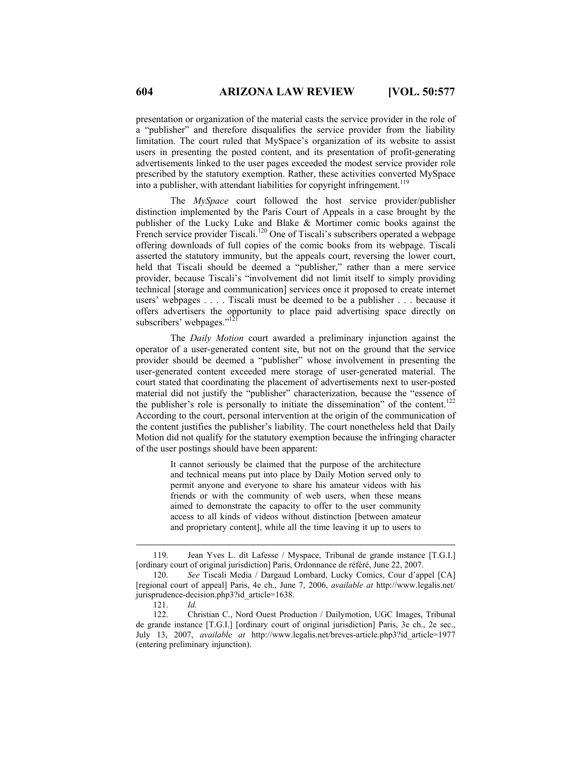presentation or organization of the material casts the service provider in the role of a "publisher" and therefore disqualifies the service provider from the liability limitation. The court ruled that MySpace's organization of its website to assist users in presenting the posted content, and its presentation of profit-generating advertisements linked to the user pages exceeded the modest service provider role prescribed by the statutory exemption. Rather, these activities converted MySpace into a publisher, with attendant liabilities for copyright infringement.[119]

The *MySpace* court followed the host service provider/publisher distinction implemented by the Paris Court of Appeals in a case brought by the publisher of the Lucky Luke and Blake & Mortimer comic books against the French service provider Tiscali.[120] One of Tiscali's subscribers operated a webpage offering downloads of full copies of the comic books from its webpage. Tiscali asserted the statutory immunity, but the appeals court, reversing the lower court, held that Tiscali should be deemed a "publisher," rather than a mere service provider, because Tiscali's "involvement did not limit itself to simply providing technical [storage and communication] services once it proposed to create internet users' webpages . . . . Tiscali must be deemed to be a publisher . . . because it offers advertisers the opportunity to place paid advertising space directly on subscribers' webpages."[121]

The *Daily Motion* court awarded a preliminary injunction against the operator of a user-generated content site, but not on the ground that the service provider should be deemed a "publisher" whose involvement in presenting the user-generated content exceeded mere storage of user-generated material. The court stated that coordinating the placement of advertisements next to user-posted material did not justify the "publisher" characterization, because the "essence of the publisher's role is personally to initiate the dissemination" of the content.[122] According to the court, personal intervention at the origin of the communication of the content justifies the publisher's liability. The court nonetheless held that Daily Motion did not qualify for the statutory exemption because the infringing character of the user postings should have been apparent:

> It cannot seriously be claimed that the purpose of the architecture and technical means put into place by Daily Motion served only to permit anyone and everyone to share his amateur videos with his friends or with the community of web users, when these means aimed to demonstrate the capacity to offer to the user community access to all kinds of videos without distinction [between amateur and proprietary content], while all the time leaving it up to users to

---

119. Jean Yves L. dit Lafesse / Myspace, Tribunal de grande instance [T.G.I.] [ordinary court of original jurisdiction] Paris, Ordonnance de référé, June 22, 2007.

120. *See* Tiscali Media / Dargaud Lombard, Lucky Comics, Cour d'appel [CA] [regional court of appeal] Paris, 4e ch., June 7, 2006, *available at* http://www.legalis.net/jurisprudence-decision.php3?id_article=1638.

121. *Id.*

122. Christian C., Nord Ouest Production / Dailymotion, UGC Images, Tribunal de grande instance [T.G.I.] [ordinary court of original jurisdiction] Paris, 3e ch., 2e sec., July 13, 2007, *available at* http://www.legalis.net/breves-article.php3?id_article=1977 (entering preliminary injunction).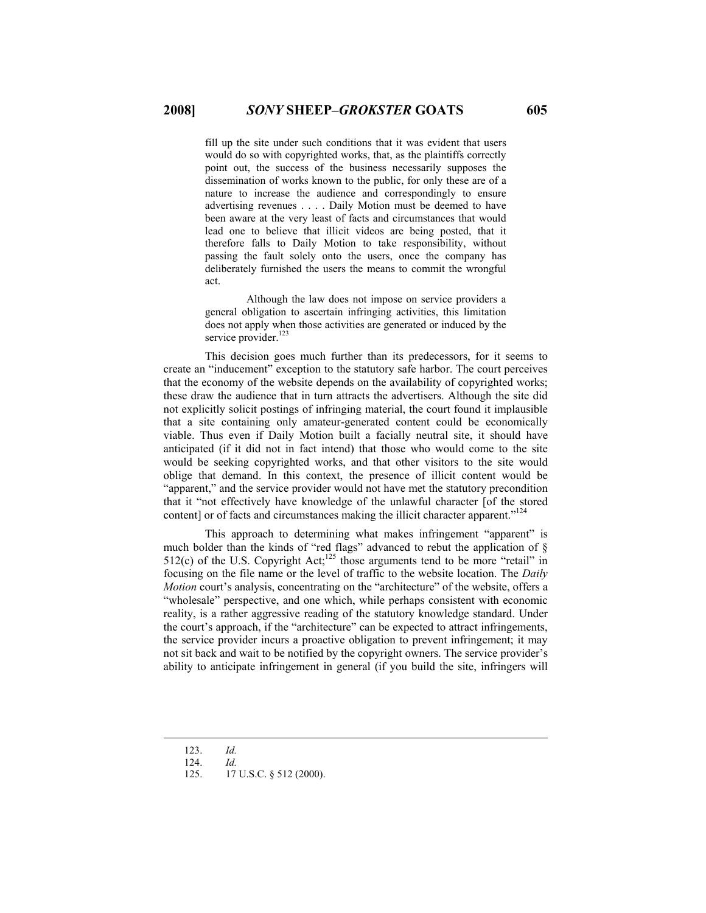> fill up the site under such conditions that it was evident that users would do so with copyrighted works, that, as the plaintiffs correctly point out, the success of the business necessarily supposes the dissemination of works known to the public, for only these are of a nature to increase the audience and correspondingly to ensure advertising revenues . . . . Daily Motion must be deemed to have been aware at the very least of facts and circumstances that would lead one to believe that illicit videos are being posted, that it therefore falls to Daily Motion to take responsibility, without passing the fault solely onto the users, once the company has deliberately furnished the users the means to commit the wrongful act.
>
> Although the law does not impose on service providers a general obligation to ascertain infringing activities, this limitation does not apply when those activities are generated or induced by the service provider.[123]

This decision goes much further than its predecessors, for it seems to create an "inducement" exception to the statutory safe harbor. The court perceives that the economy of the website depends on the availability of copyrighted works; these draw the audience that in turn attracts the advertisers. Although the site did not explicitly solicit postings of infringing material, the court found it implausible that a site containing only amateur-generated content could be economically viable. Thus even if Daily Motion built a facially neutral site, it should have anticipated (if it did not in fact intend) that those who would come to the site would be seeking copyrighted works, and that other visitors to the site would oblige that demand. In this context, the presence of illicit content would be "apparent," and the service provider would not have met the statutory precondition that it "not effectively have knowledge of the unlawful character [of the stored content] or of facts and circumstances making the illicit character apparent."[124]

This approach to determining what makes infringement "apparent" is much bolder than the kinds of "red flags" advanced to rebut the application of § 512(c) of the U.S. Copyright Act;[125] those arguments tend to be more "retail" in focusing on the file name or the level of traffic to the website location. The *Daily Motion* court's analysis, concentrating on the "architecture" of the website, offers a "wholesale" perspective, and one which, while perhaps consistent with economic reality, is a rather aggressive reading of the statutory knowledge standard. Under the court's approach, if the "architecture" can be expected to attract infringements, the service provider incurs a proactive obligation to prevent infringement; it may not sit back and wait to be notified by the copyright owners. The service provider's ability to anticipate infringement in general (if you build the site, infringers will

---

123. *Id.*

124. *Id.*

125. 17 U.S.C. § 512 (2000).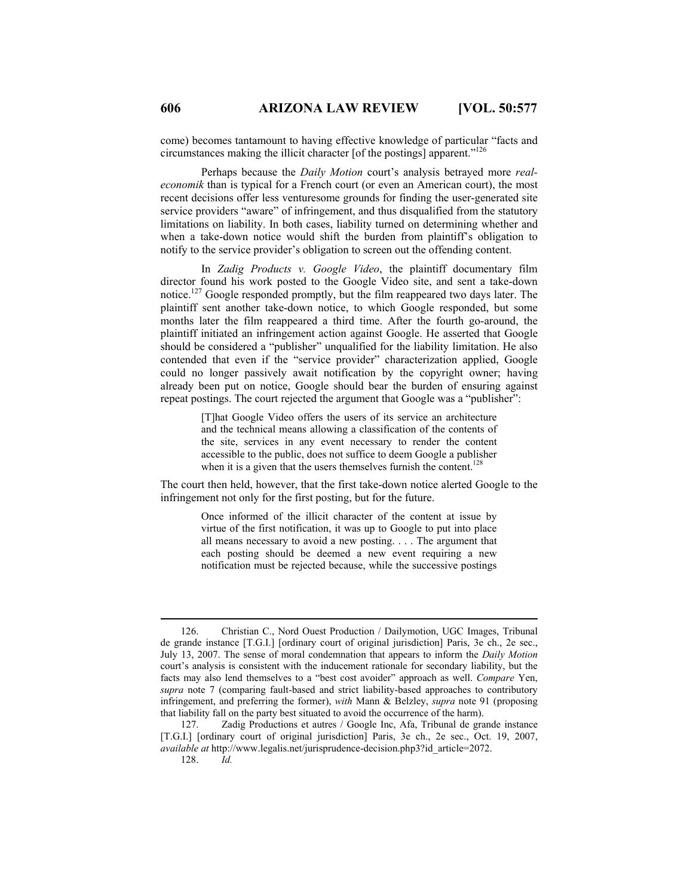come) becomes tantamount to having effective knowledge of particular "facts and circumstances making the illicit character [of the postings] apparent."[126]

Perhaps because the *Daily Motion* court's analysis betrayed more *real-economik* than is typical for a French court (or even an American court), the most recent decisions offer less venturesome grounds for finding the user-generated site service providers "aware" of infringement, and thus disqualified from the statutory limitations on liability. In both cases, liability turned on determining whether and when a take-down notice would shift the burden from plaintiff's obligation to notify to the service provider's obligation to screen out the offending content.

In *Zadig Products v. Google Video*, the plaintiff documentary film director found his work posted to the Google Video site, and sent a take-down notice.[127] Google responded promptly, but the film reappeared two days later. The plaintiff sent another take-down notice, to which Google responded, but some months later the film reappeared a third time. After the fourth go-around, the plaintiff initiated an infringement action against Google. He asserted that Google should be considered a "publisher" unqualified for the liability limitation. He also contended that even if the "service provider" characterization applied, Google could no longer passively await notification by the copyright owner; having already been put on notice, Google should bear the burden of ensuring against repeat postings. The court rejected the argument that Google was a "publisher":

> [T]hat Google Video offers the users of its service an architecture and the technical means allowing a classification of the contents of the site, services in any event necessary to render the content accessible to the public, does not suffice to deem Google a publisher when it is a given that the users themselves furnish the content.[128]

The court then held, however, that the first take-down notice alerted Google to the infringement not only for the first posting, but for the future.

> Once informed of the illicit character of the content at issue by virtue of the first notification, it was up to Google to put into place all means necessary to avoid a new posting. . . . The argument that each posting should be deemed a new event requiring a new notification must be rejected because, while the successive postings

---

126. Christian C., Nord Ouest Production / Dailymotion, UGC Images, Tribunal de grande instance [T.G.I.] [ordinary court of original jurisdiction] Paris, 3e ch., 2e sec., July 13, 2007. The sense of moral condemnation that appears to inform the *Daily Motion* court's analysis is consistent with the inducement rationale for secondary liability, but the facts may also lend themselves to a "best cost avoider" approach as well. *Compare* Yen, *supra* note 7 (comparing fault-based and strict liability-based approaches to contributory infringement, and preferring the former), *with* Mann & Belzley, *supra* note 91 (proposing that liability fall on the party best situated to avoid the occurrence of the harm).

127. Zadig Productions et autres / Google Inc, Afa, Tribunal de grande instance [T.G.I.] [ordinary court of original jurisdiction] Paris, 3e ch., 2e sec., Oct. 19, 2007, *available at* http://www.legalis.net/jurisprudence-decision.php3?id_article=2072.

128. *Id.*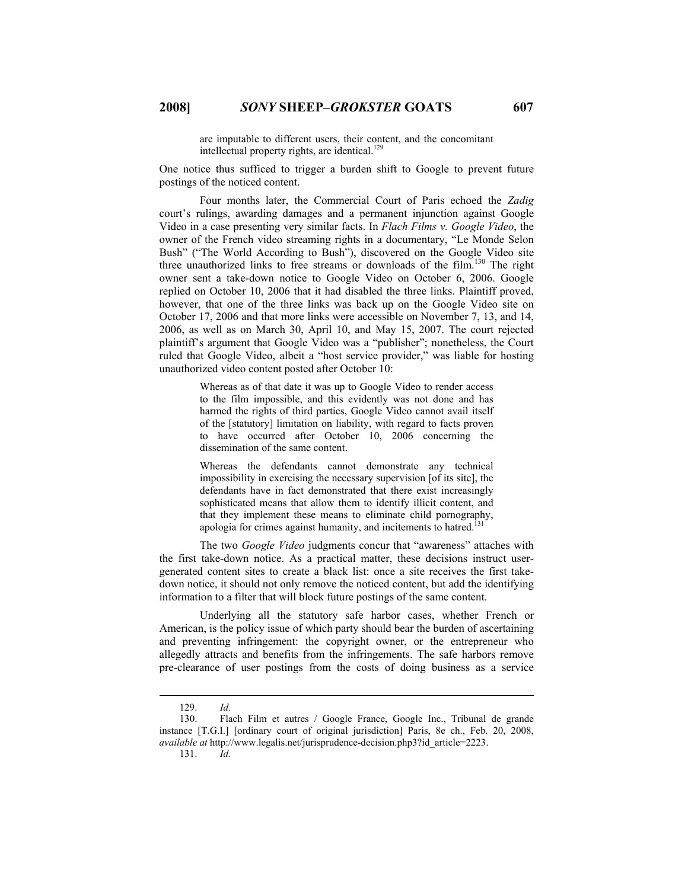> are imputable to different users, their content, and the concomitant intellectual property rights, are identical.[129]

One notice thus sufficed to trigger a burden shift to Google to prevent future postings of the noticed content.

Four months later, the Commercial Court of Paris echoed the *Zadig* court's rulings, awarding damages and a permanent injunction against Google Video in a case presenting very similar facts. In *Flach Films v. Google Video*, the owner of the French video streaming rights in a documentary, "Le Monde Selon Bush" ("The World According to Bush"), discovered on the Google Video site three unauthorized links to free streams or downloads of the film.[130] The right owner sent a take-down notice to Google Video on October 6, 2006. Google replied on October 10, 2006 that it had disabled the three links. Plaintiff proved, however, that one of the three links was back up on the Google Video site on October 17, 2006 and that more links were accessible on November 7, 13, and 14, 2006, as well as on March 30, April 10, and May 15, 2007. The court rejected plaintiff's argument that Google Video was a "publisher"; nonetheless, the Court ruled that Google Video, albeit a "host service provider," was liable for hosting unauthorized video content posted after October 10:

> Whereas as of that date it was up to Google Video to render access to the film impossible, and this evidently was not done and has harmed the rights of third parties, Google Video cannot avail itself of the [statutory] limitation on liability, with regard to facts proven to have occurred after October 10, 2006 concerning the dissemination of the same content.
>
> Whereas the defendants cannot demonstrate any technical impossibility in exercising the necessary supervision [of its site], the defendants have in fact demonstrated that there exist increasingly sophisticated means that allow them to identify illicit content, and that they implement these means to eliminate child pornography, apologia for crimes against humanity, and incitements to hatred.[131]

The two *Google Video* judgments concur that "awareness" attaches with the first take-down notice. As a practical matter, these decisions instruct user-generated content sites to create a black list: once a site receives the first take-down notice, it should not only remove the noticed content, but add the identifying information to a filter that will block future postings of the same content.

Underlying all the statutory safe harbor cases, whether French or American, is the policy issue of which party should bear the burden of ascertaining and preventing infringement: the copyright owner, or the entrepreneur who allegedly attracts and benefits from the infringements. The safe harbors remove pre-clearance of user postings from the costs of doing business as a service

---

129. *Id.*

130. Flach Film et autres / Google France, Google Inc., Tribunal de grande instance [T.G.I.] [ordinary court of original jurisdiction] Paris, 8e ch., Feb. 20, 2008, *available at* http://www.legalis.net/jurisprudence-decision.php3?id_article=2223.

131. *Id.*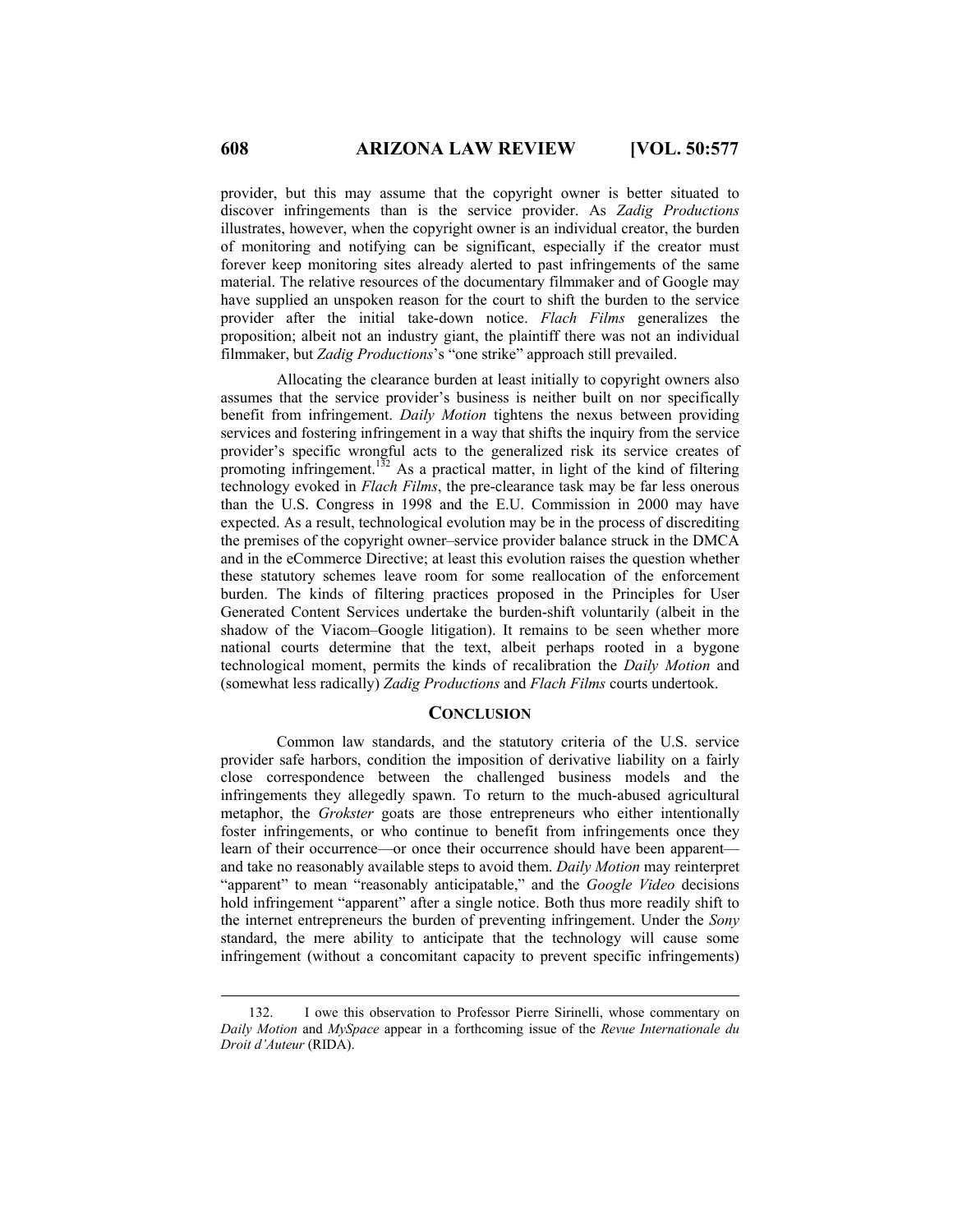provider, but this may assume that the copyright owner is better situated to discover infringements than is the service provider. As *Zadig Productions* illustrates, however, when the copyright owner is an individual creator, the burden of monitoring and notifying can be significant, especially if the creator must forever keep monitoring sites already alerted to past infringements of the same material. The relative resources of the documentary filmmaker and of Google may have supplied an unspoken reason for the court to shift the burden to the service provider after the initial take-down notice. *Flach Films* generalizes the proposition; albeit not an industry giant, the plaintiff there was not an individual filmmaker, but *Zadig Productions*'s "one strike" approach still prevailed.

Allocating the clearance burden at least initially to copyright owners also assumes that the service provider's business is neither built on nor specifically benefit from infringement. *Daily Motion* tightens the nexus between providing services and fostering infringement in a way that shifts the inquiry from the service provider's specific wrongful acts to the generalized risk its service creates of promoting infringement.[132] As a practical matter, in light of the kind of filtering technology evoked in *Flach Films*, the pre-clearance task may be far less onerous than the U.S. Congress in 1998 and the E.U. Commission in 2000 may have expected. As a result, technological evolution may be in the process of discrediting the premises of the copyright owner–service provider balance struck in the DMCA and in the eCommerce Directive; at least this evolution raises the question whether these statutory schemes leave room for some reallocation of the enforcement burden. The kinds of filtering practices proposed in the Principles for User Generated Content Services undertake the burden-shift voluntarily (albeit in the shadow of the Viacom–Google litigation). It remains to be seen whether more national courts determine that the text, albeit perhaps rooted in a bygone technological moment, permits the kinds of recalibration the *Daily Motion* and (somewhat less radically) *Zadig Productions* and *Flach Films* courts undertook.

## CONCLUSION

Common law standards, and the statutory criteria of the U.S. service provider safe harbors, condition the imposition of derivative liability on a fairly close correspondence between the challenged business models and the infringements they allegedly spawn. To return to the much-abused agricultural metaphor, the *Grokster* goats are those entrepreneurs who either intentionally foster infringements, or who continue to benefit from infringements once they learn of their occurrence—or once their occurrence should have been apparent—and take no reasonably available steps to avoid them. *Daily Motion* may reinterpret "apparent" to mean "reasonably anticipatable," and the *Google Video* decisions hold infringement "apparent" after a single notice. Both thus more readily shift to the internet entrepreneurs the burden of preventing infringement. Under the *Sony* standard, the mere ability to anticipate that the technology will cause some infringement (without a concomitant capacity to prevent specific infringements)

---

132. I owe this observation to Professor Pierre Sirinelli, whose commentary on *Daily Motion* and *MySpace* appear in a forthcoming issue of the *Revue Internationale du Droit d'Auteur* (RIDA).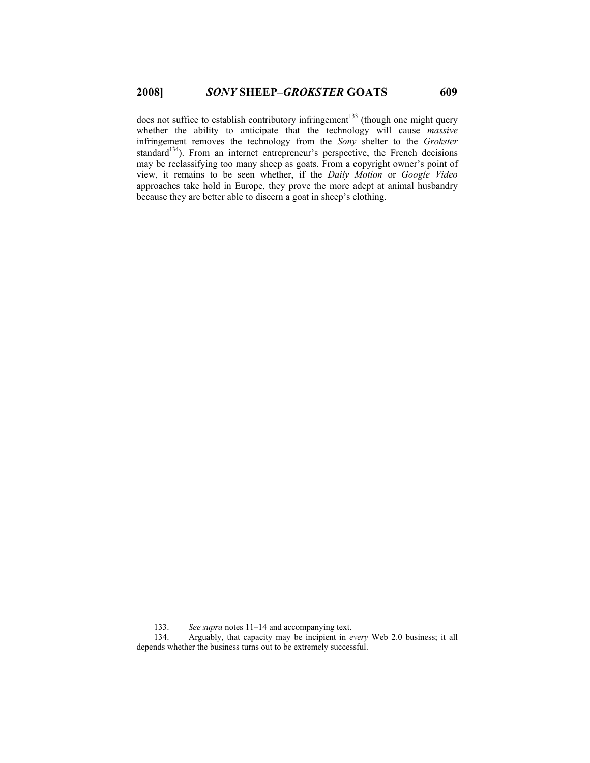does not suffice to establish contributory infringement[133] (though one might query whether the ability to anticipate that the technology will cause *massive* infringement removes the technology from the *Sony* shelter to the *Grokster* standard[134]). From an internet entrepreneur's perspective, the French decisions may be reclassifying too many sheep as goats. From a copyright owner's point of view, it remains to be seen whether, if the *Daily Motion* or *Google Video* approaches take hold in Europe, they prove the more adept at animal husbandry because they are better able to discern a goat in sheep's clothing.

---

133. *See supra* notes 11–14 and accompanying text.

134. Arguably, that capacity may be incipient in *every* Web 2.0 business; it all depends whether the business turns out to be extremely successful.